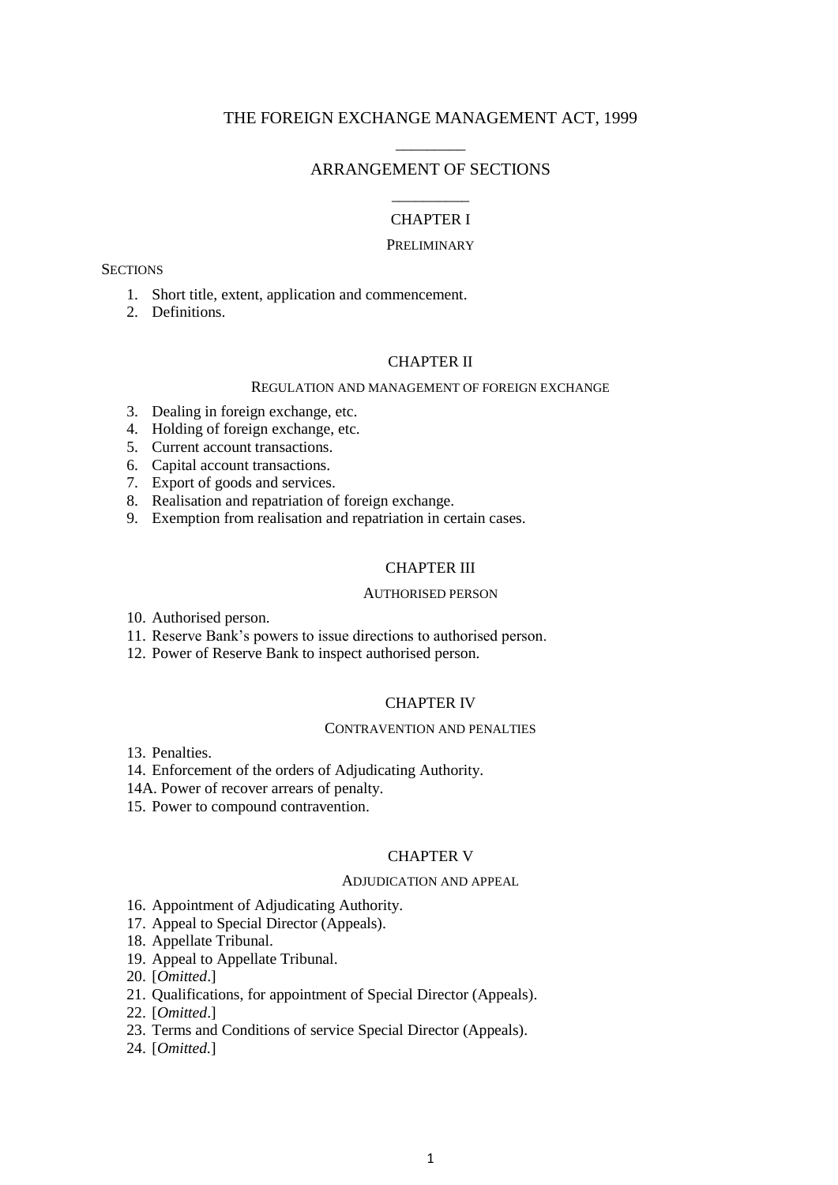# THE FOREIGN EXCHANGE MANAGEMENT ACT, 1999

## ARRANGEMENT OF SECTIONS

### CHAPTER I

#### PRELIMINARY

SECTIONS

1. Short title, extent, application and commencement.
2. Definitions.

### CHAPTER II

#### REGULATION AND MANAGEMENT OF FOREIGN EXCHANGE

3. Dealing in foreign exchange, etc.
4. Holding of foreign exchange, etc.
5. Current account transactions.
6. Capital account transactions.
7. Export of goods and services.
8. Realisation and repatriation of foreign exchange.
9. Exemption from realisation and repatriation in certain cases.

### CHAPTER III

#### AUTHORISED PERSON

10. Authorised person.
11. Reserve Bank's powers to issue directions to authorised person.
12. Power of Reserve Bank to inspect authorised person.

### CHAPTER IV

#### CONTRAVENTION AND PENALTIES

13. Penalties.
14. Enforcement of the orders of Adjudicating Authority.

14A. Power of recover arrears of penalty.

15. Power to compound contravention.

### CHAPTER V

#### ADJUDICATION AND APPEAL

16. Appointment of Adjudicating Authority.
17. Appeal to Special Director (Appeals).
18. Appellate Tribunal.
19. Appeal to Appellate Tribunal.
20. [*Omitted*.]
21. Qualifications, for appointment of Special Director (Appeals).
22. [*Omitted*.]
23. Terms and Conditions of service Special Director (Appeals).
24. [*Omitted.*]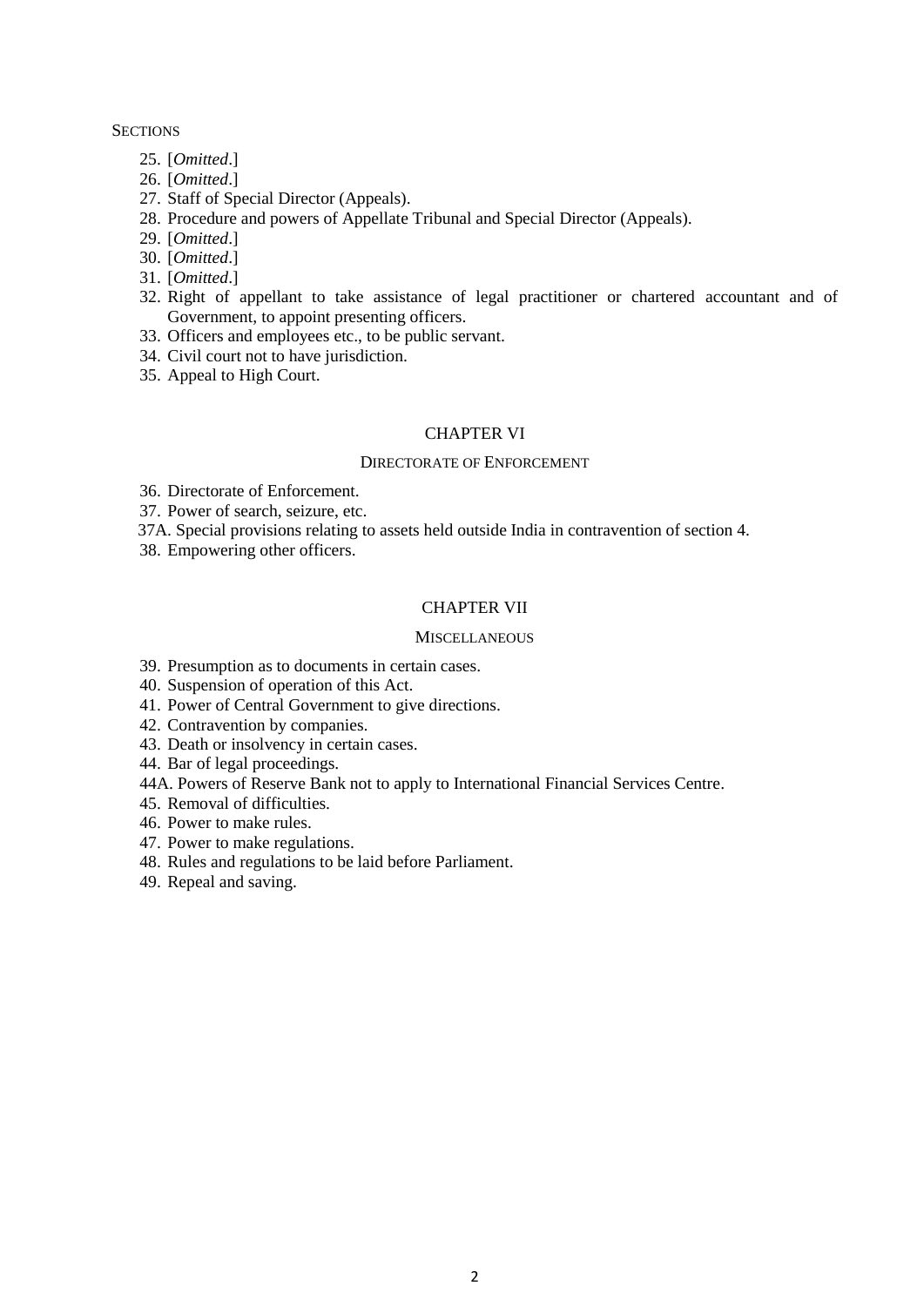SECTIONS

25. [*Omitted*.]
26. [*Omitted*.]
27. Staff of Special Director (Appeals).
28. Procedure and powers of Appellate Tribunal and Special Director (Appeals).
29. [*Omitted*.]
30. [*Omitted*.]
31. [*Omitted*.]
32. Right of appellant to take assistance of legal practitioner or chartered accountant and of Government, to appoint presenting officers.
33. Officers and employees etc., to be public servant.
34. Civil court not to have jurisdiction.
35. Appeal to High Court.

## CHAPTER VI

### DIRECTORATE OF ENFORCEMENT

36. Directorate of Enforcement.
37. Power of search, seizure, etc.

37A. Special provisions relating to assets held outside India in contravention of section 4.

38. Empowering other officers.

## CHAPTER VII

### MISCELLANEOUS

39. Presumption as to documents in certain cases.
40. Suspension of operation of this Act.
41. Power of Central Government to give directions.
42. Contravention by companies.
43. Death or insolvency in certain cases.
44. Bar of legal proceedings.

44A. Powers of Reserve Bank not to apply to International Financial Services Centre.

45. Removal of difficulties.
46. Power to make rules.
47. Power to make regulations.
48. Rules and regulations to be laid before Parliament.
49. Repeal and saving.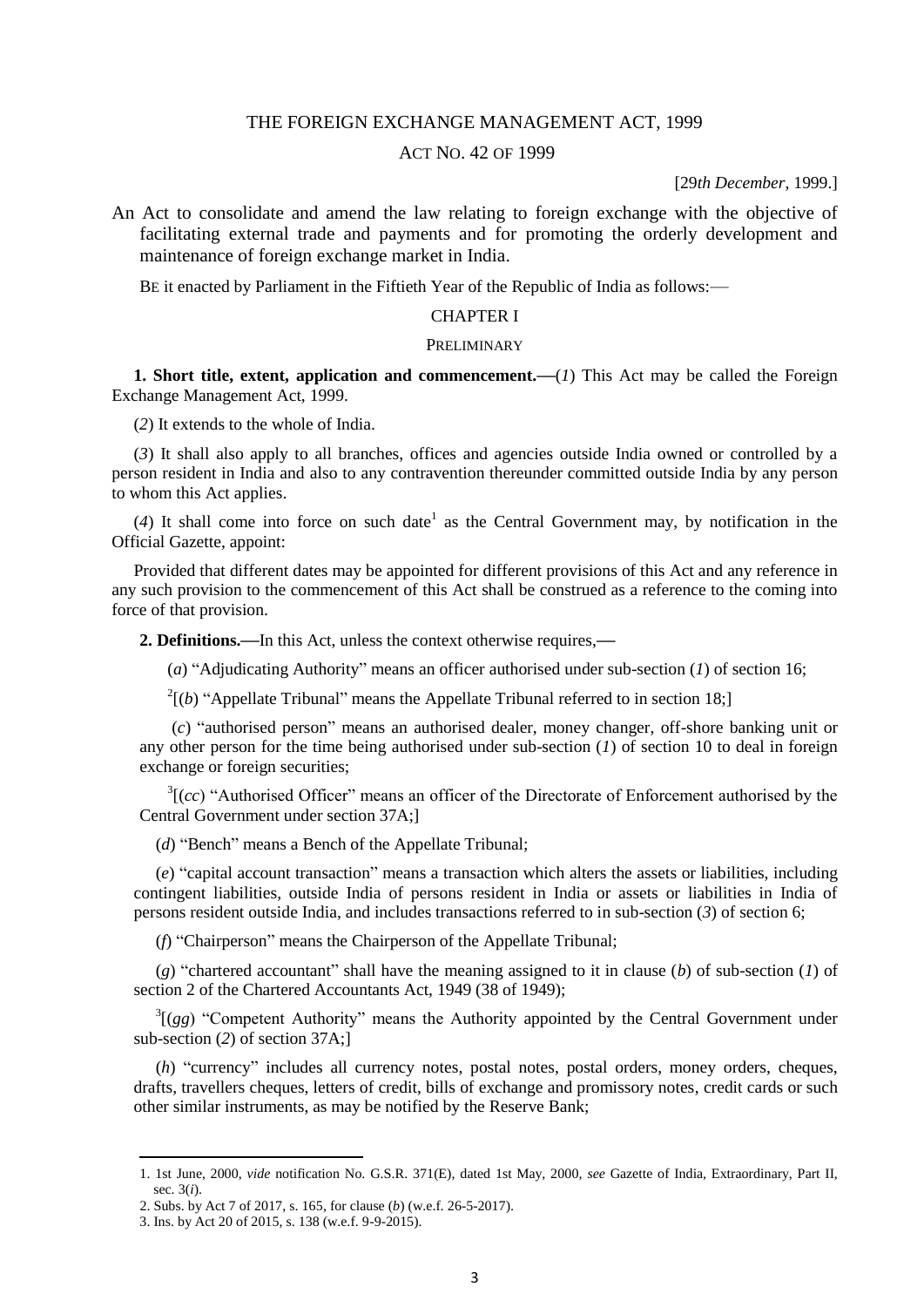# THE FOREIGN EXCHANGE MANAGEMENT ACT, 1999

## ACT NO. 42 OF 1999

[29*th December*, 1999.]

An Act to consolidate and amend the law relating to foreign exchange with the objective of facilitating external trade and payments and for promoting the orderly development and maintenance of foreign exchange market in India.

BE it enacted by Parliament in the Fiftieth Year of the Republic of India as follows:—

## CHAPTER I

### PRELIMINARY

**1. Short title, extent, application and commencement.**—(*1*) This Act may be called the Foreign Exchange Management Act, 1999.

(*2*) It extends to the whole of India.

(*3*) It shall also apply to all branches, offices and agencies outside India owned or controlled by a person resident in India and also to any contravention thereunder committed outside India by any person to whom this Act applies.

(*4*) It shall come into force on such date[1] as the Central Government may, by notification in the Official Gazette, appoint:

Provided that different dates may be appointed for different provisions of this Act and any reference in any such provision to the commencement of this Act shall be construed as a reference to the coming into force of that provision.

**2. Definitions.**—In this Act, unless the context otherwise requires,—

(*a*) "Adjudicating Authority" means an officer authorised under sub-section (*1*) of section 16;

[2][(*b*) "Appellate Tribunal" means the Appellate Tribunal referred to in section 18;]

(*c*) "authorised person" means an authorised dealer, money changer, off-shore banking unit or any other person for the time being authorised under sub-section (*1*) of section 10 to deal in foreign exchange or foreign securities;

[3][(*cc*) "Authorised Officer" means an officer of the Directorate of Enforcement authorised by the Central Government under section 37A;]

(*d*) "Bench" means a Bench of the Appellate Tribunal;

(*e*) "capital account transaction" means a transaction which alters the assets or liabilities, including contingent liabilities, outside India of persons resident in India or assets or liabilities in India of persons resident outside India, and includes transactions referred to in sub-section (*3*) of section 6;

(*f*) "Chairperson" means the Chairperson of the Appellate Tribunal;

(*g*) "chartered accountant" shall have the meaning assigned to it in clause (*b*) of sub-section (*1*) of section 2 of the Chartered Accountants Act, 1949 (38 of 1949);

[3][(*gg*) "Competent Authority" means the Authority appointed by the Central Government under sub-section (*2*) of section 37A;]

(*h*) "currency" includes all currency notes, postal notes, postal orders, money orders, cheques, drafts, travellers cheques, letters of credit, bills of exchange and promissory notes, credit cards or such other similar instruments, as may be notified by the Reserve Bank;

---

1. 1st June, 2000, *vide* notification No. G.S.R. 371(E), dated 1st May, 2000, *see* Gazette of India, Extraordinary, Part II, sec. 3(*i*).
2. Subs. by Act 7 of 2017, s. 165, for clause (*b*) (w.e.f. 26-5-2017).
3. Ins. by Act 20 of 2015, s. 138 (w.e.f. 9-9-2015).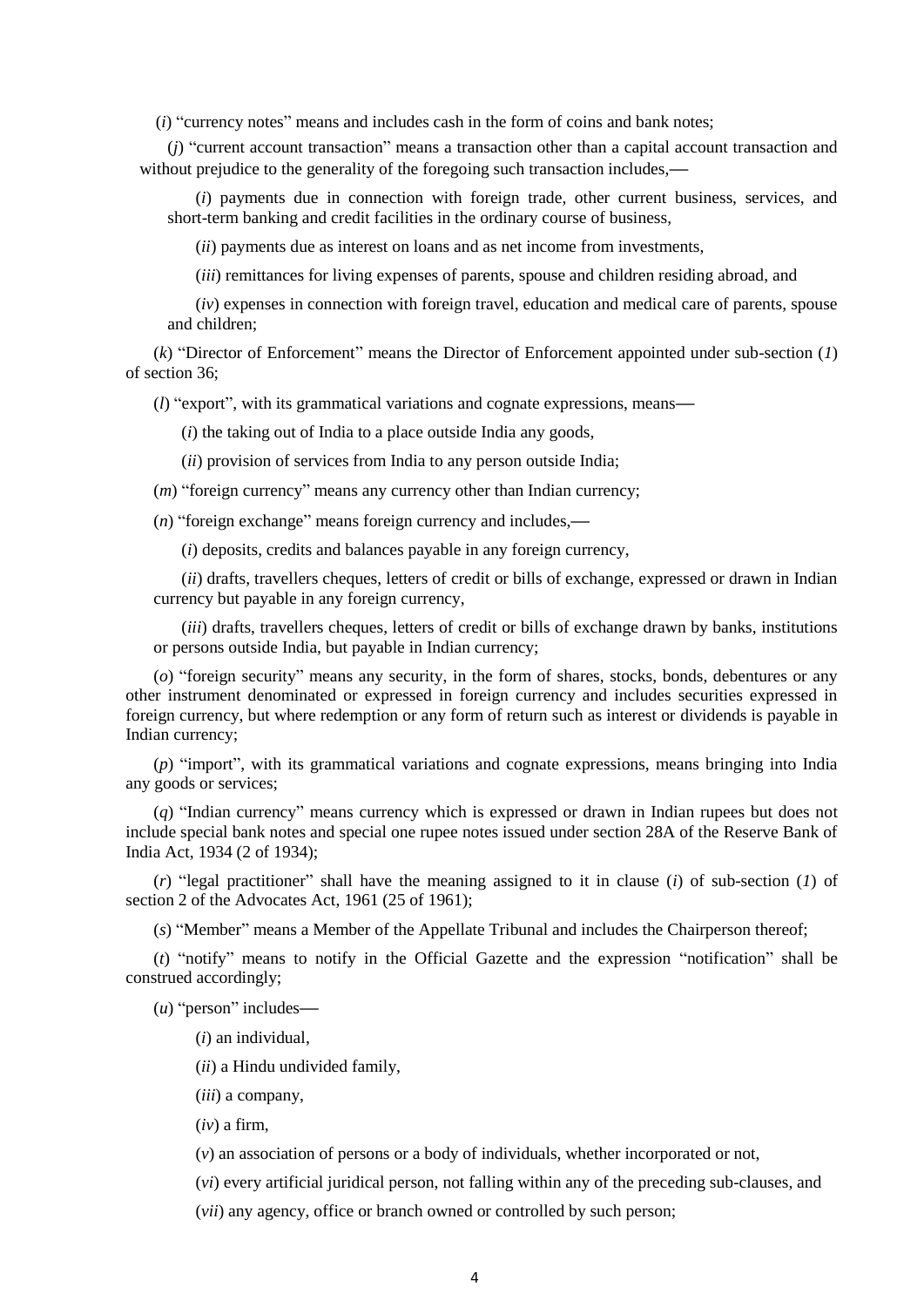(*i*) "currency notes" means and includes cash in the form of coins and bank notes;

(*j*) "current account transaction" means a transaction other than a capital account transaction and without prejudice to the generality of the foregoing such transaction includes,—

(*i*) payments due in connection with foreign trade, other current business, services, and short-term banking and credit facilities in the ordinary course of business,

(*ii*) payments due as interest on loans and as net income from investments,

(*iii*) remittances for living expenses of parents, spouse and children residing abroad, and

(*iv*) expenses in connection with foreign travel, education and medical care of parents, spouse and children;

(*k*) "Director of Enforcement" means the Director of Enforcement appointed under sub-section (*1*) of section 36;

(*l*) "export", with its grammatical variations and cognate expressions, means—

(*i*) the taking out of India to a place outside India any goods,

(*ii*) provision of services from India to any person outside India;

(*m*) "foreign currency" means any currency other than Indian currency;

(*n*) "foreign exchange" means foreign currency and includes,—

(*i*) deposits, credits and balances payable in any foreign currency,

(*ii*) drafts, travellers cheques, letters of credit or bills of exchange, expressed or drawn in Indian currency but payable in any foreign currency,

(*iii*) drafts, travellers cheques, letters of credit or bills of exchange drawn by banks, institutions or persons outside India, but payable in Indian currency;

(*o*) "foreign security" means any security, in the form of shares, stocks, bonds, debentures or any other instrument denominated or expressed in foreign currency and includes securities expressed in foreign currency, but where redemption or any form of return such as interest or dividends is payable in Indian currency;

(*p*) "import", with its grammatical variations and cognate expressions, means bringing into India any goods or services;

(*q*) "Indian currency" means currency which is expressed or drawn in Indian rupees but does not include special bank notes and special one rupee notes issued under section 28A of the Reserve Bank of India Act, 1934 (2 of 1934);

(*r*) "legal practitioner" shall have the meaning assigned to it in clause (*i*) of sub-section (*1*) of section 2 of the Advocates Act, 1961 (25 of 1961);

(*s*) "Member" means a Member of the Appellate Tribunal and includes the Chairperson thereof;

(*t*) "notify" means to notify in the Official Gazette and the expression "notification" shall be construed accordingly;

(*u*) "person" includes—

(*i*) an individual,

(*ii*) a Hindu undivided family,

(*iii*) a company,

(*iv*) a firm,

(*v*) an association of persons or a body of individuals, whether incorporated or not,

(*vi*) every artificial juridical person, not falling within any of the preceding sub-clauses, and

(*vii*) any agency, office or branch owned or controlled by such person;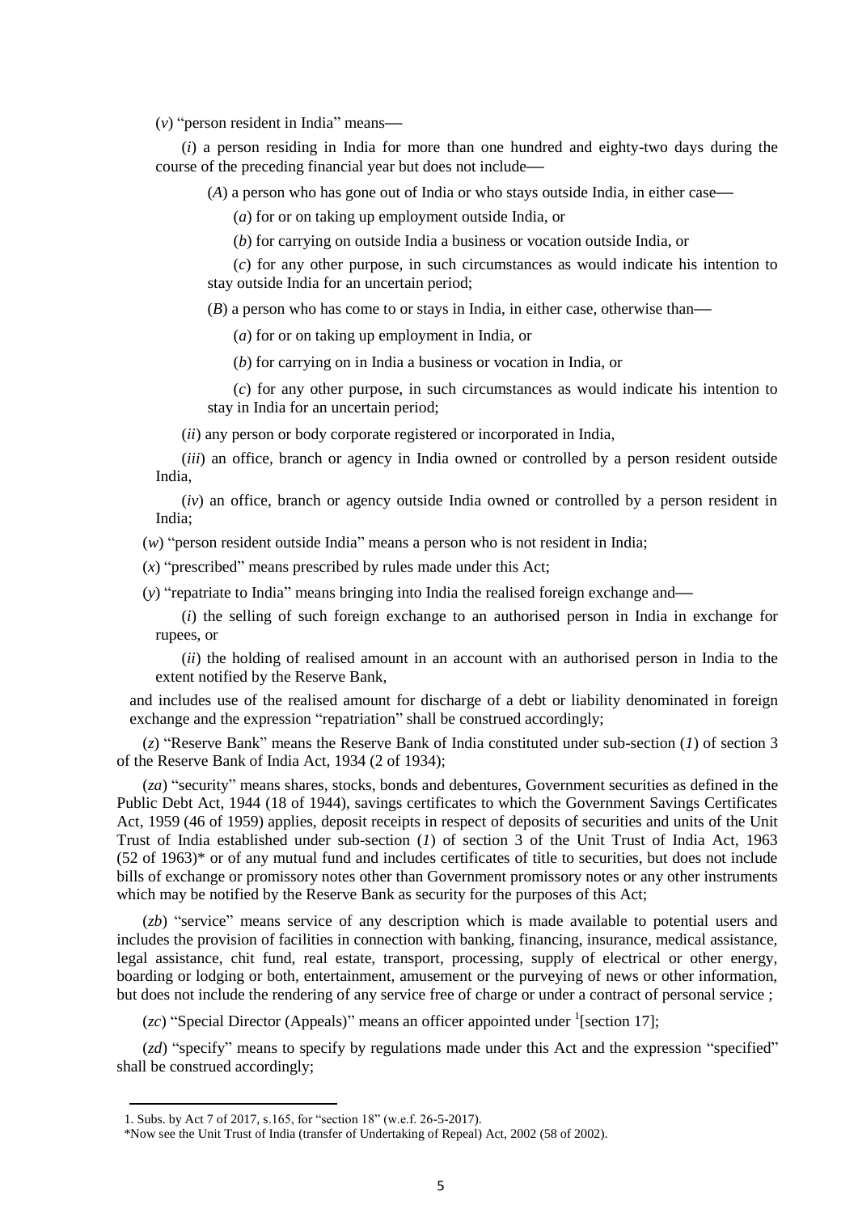(*v*) "person resident in India" means—

(*i*) a person residing in India for more than one hundred and eighty-two days during the course of the preceding financial year but does not include—

(*A*) a person who has gone out of India or who stays outside India, in either case—

(*a*) for or on taking up employment outside India, or

(*b*) for carrying on outside India a business or vocation outside India, or

(*c*) for any other purpose, in such circumstances as would indicate his intention to stay outside India for an uncertain period;

(*B*) a person who has come to or stays in India, in either case, otherwise than—

(*a*) for or on taking up employment in India, or

(*b*) for carrying on in India a business or vocation in India, or

(*c*) for any other purpose, in such circumstances as would indicate his intention to stay in India for an uncertain period;

(*ii*) any person or body corporate registered or incorporated in India,

(*iii*) an office, branch or agency in India owned or controlled by a person resident outside India,

(*iv*) an office, branch or agency outside India owned or controlled by a person resident in India;

(*w*) "person resident outside India" means a person who is not resident in India;

(*x*) "prescribed" means prescribed by rules made under this Act;

(*y*) "repatriate to India" means bringing into India the realised foreign exchange and—

(*i*) the selling of such foreign exchange to an authorised person in India in exchange for rupees, or

(*ii*) the holding of realised amount in an account with an authorised person in India to the extent notified by the Reserve Bank,

and includes use of the realised amount for discharge of a debt or liability denominated in foreign exchange and the expression "repatriation" shall be construed accordingly;

(*z*) "Reserve Bank" means the Reserve Bank of India constituted under sub-section (*1*) of section 3 of the Reserve Bank of India Act, 1934 (2 of 1934);

(*za*) "security" means shares, stocks, bonds and debentures, Government securities as defined in the Public Debt Act, 1944 (18 of 1944), savings certificates to which the Government Savings Certificates Act, 1959 (46 of 1959) applies, deposit receipts in respect of deposits of securities and units of the Unit Trust of India established under sub-section (*1*) of section 3 of the Unit Trust of India Act, 1963 (52 of 1963)* or of any mutual fund and includes certificates of title to securities, but does not include bills of exchange or promissory notes other than Government promissory notes or any other instruments which may be notified by the Reserve Bank as security for the purposes of this Act;

(*zb*) "service" means service of any description which is made available to potential users and includes the provision of facilities in connection with banking, financing, insurance, medical assistance, legal assistance, chit fund, real estate, transport, processing, supply of electrical or other energy, boarding or lodging or both, entertainment, amusement or the purveying of news or other information, but does not include the rendering of any service free of charge or under a contract of personal service ;

(*zc*) "Special Director (Appeals)" means an officer appointed under [1][section 17];

(*zd*) "specify" means to specify by regulations made under this Act and the expression "specified" shall be construed accordingly;

---

1. Subs. by Act 7 of 2017, s.165, for "section 18" (w.e.f. 26-5-2017).

*Now see the Unit Trust of India (transfer of Undertaking of Repeal) Act, 2002 (58 of 2002).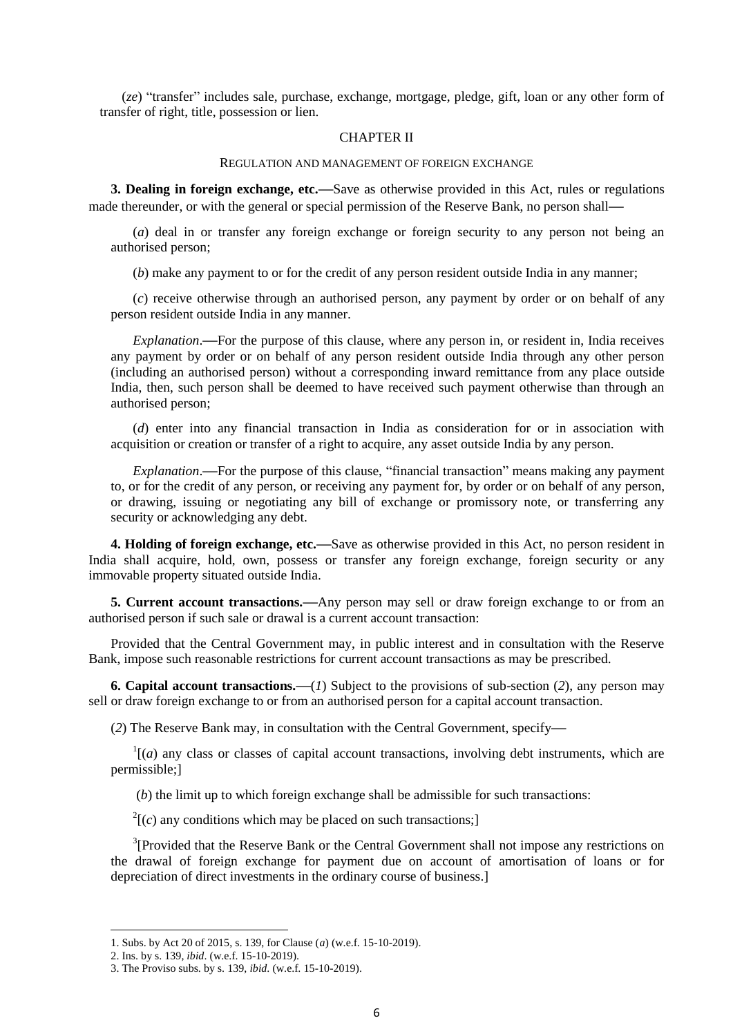(*ze*) "transfer" includes sale, purchase, exchange, mortgage, pledge, gift, loan or any other form of transfer of right, title, possession or lien.

## CHAPTER II

### REGULATION AND MANAGEMENT OF FOREIGN EXCHANGE

**3. Dealing in foreign exchange, etc.—**Save as otherwise provided in this Act, rules or regulations made thereunder, or with the general or special permission of the Reserve Bank, no person shall—

(*a*) deal in or transfer any foreign exchange or foreign security to any person not being an authorised person;

(*b*) make any payment to or for the credit of any person resident outside India in any manner;

(*c*) receive otherwise through an authorised person, any payment by order or on behalf of any person resident outside India in any manner.

*Explanation*.—For the purpose of this clause, where any person in, or resident in, India receives any payment by order or on behalf of any person resident outside India through any other person (including an authorised person) without a corresponding inward remittance from any place outside India, then, such person shall be deemed to have received such payment otherwise than through an authorised person;

(*d*) enter into any financial transaction in India as consideration for or in association with acquisition or creation or transfer of a right to acquire, any asset outside India by any person.

*Explanation*.—For the purpose of this clause, "financial transaction" means making any payment to, or for the credit of any person, or receiving any payment for, by order or on behalf of any person, or drawing, issuing or negotiating any bill of exchange or promissory note, or transferring any security or acknowledging any debt.

**4. Holding of foreign exchange, etc.—**Save as otherwise provided in this Act, no person resident in India shall acquire, hold, own, possess or transfer any foreign exchange, foreign security or any immovable property situated outside India.

**5. Current account transactions.—**Any person may sell or draw foreign exchange to or from an authorised person if such sale or drawal is a current account transaction:

Provided that the Central Government may, in public interest and in consultation with the Reserve Bank, impose such reasonable restrictions for current account transactions as may be prescribed.

**6. Capital account transactions.—**(*1*) Subject to the provisions of sub-section (*2*), any person may sell or draw foreign exchange to or from an authorised person for a capital account transaction.

(*2*) The Reserve Bank may, in consultation with the Central Government, specify—

[1][(*a*) any class or classes of capital account transactions, involving debt instruments, which are permissible;]

(*b*) the limit up to which foreign exchange shall be admissible for such transactions:

[2][(*c*) any conditions which may be placed on such transactions;]

[3][Provided that the Reserve Bank or the Central Government shall not impose any restrictions on the drawal of foreign exchange for payment due on account of amortisation of loans or for depreciation of direct investments in the ordinary course of business.]

---

1. Subs. by Act 20 of 2015, s. 139, for Clause (*a*) (w.e.f. 15-10-2019).
2. Ins. by s. 139, *ibid*. (w.e.f. 15-10-2019).
3. The Proviso subs. by s. 139, *ibid*. (w.e.f. 15-10-2019).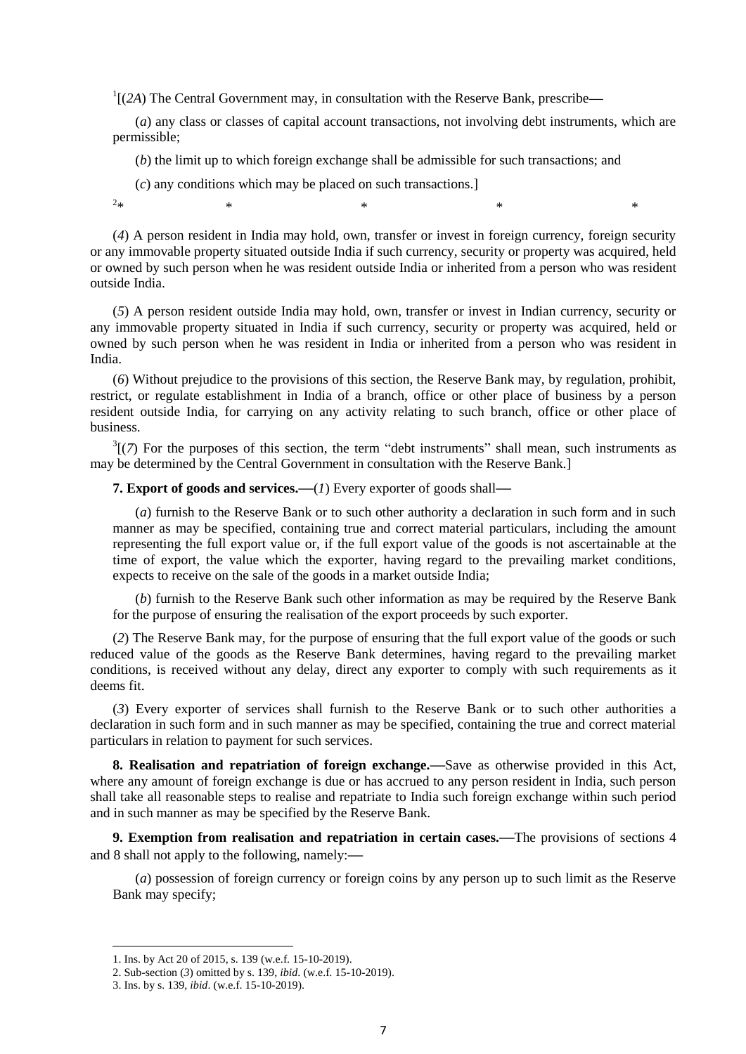[1][(*2A*) The Central Government may, in consultation with the Reserve Bank, prescribe—

(*a*) any class or classes of capital account transactions, not involving debt instruments, which are permissible;

(*b*) the limit up to which foreign exchange shall be admissible for such transactions; and

(*c*) any conditions which may be placed on such transactions.]

[2]* * * * *

(*4*) A person resident in India may hold, own, transfer or invest in foreign currency, foreign security or any immovable property situated outside India if such currency, security or property was acquired, held or owned by such person when he was resident outside India or inherited from a person who was resident outside India.

(*5*) A person resident outside India may hold, own, transfer or invest in Indian currency, security or any immovable property situated in India if such currency, security or property was acquired, held or owned by such person when he was resident in India or inherited from a person who was resident in India.

(*6*) Without prejudice to the provisions of this section, the Reserve Bank may, by regulation, prohibit, restrict, or regulate establishment in India of a branch, office or other place of business by a person resident outside India, for carrying on any activity relating to such branch, office or other place of business.

[3][(*7*) For the purposes of this section, the term "debt instruments" shall mean, such instruments as may be determined by the Central Government in consultation with the Reserve Bank.]

**7. Export of goods and services.**—(*1*) Every exporter of goods shall—

(*a*) furnish to the Reserve Bank or to such other authority a declaration in such form and in such manner as may be specified, containing true and correct material particulars, including the amount representing the full export value or, if the full export value of the goods is not ascertainable at the time of export, the value which the exporter, having regard to the prevailing market conditions, expects to receive on the sale of the goods in a market outside India;

(*b*) furnish to the Reserve Bank such other information as may be required by the Reserve Bank for the purpose of ensuring the realisation of the export proceeds by such exporter.

(*2*) The Reserve Bank may, for the purpose of ensuring that the full export value of the goods or such reduced value of the goods as the Reserve Bank determines, having regard to the prevailing market conditions, is received without any delay, direct any exporter to comply with such requirements as it deems fit.

(*3*) Every exporter of services shall furnish to the Reserve Bank or to such other authorities a declaration in such form and in such manner as may be specified, containing the true and correct material particulars in relation to payment for such services.

**8. Realisation and repatriation of foreign exchange.**—Save as otherwise provided in this Act, where any amount of foreign exchange is due or has accrued to any person resident in India, such person shall take all reasonable steps to realise and repatriate to India such foreign exchange within such period and in such manner as may be specified by the Reserve Bank.

**9. Exemption from realisation and repatriation in certain cases.**—The provisions of sections 4 and 8 shall not apply to the following, namely:—

(*a*) possession of foreign currency or foreign coins by any person up to such limit as the Reserve Bank may specify;

---

1. Ins. by Act 20 of 2015, s. 139 (w.e.f. 15-10-2019).
2. Sub-section (*3*) omitted by s. 139, *ibid*. (w.e.f. 15-10-2019).
3. Ins. by s. 139, *ibid*. (w.e.f. 15-10-2019).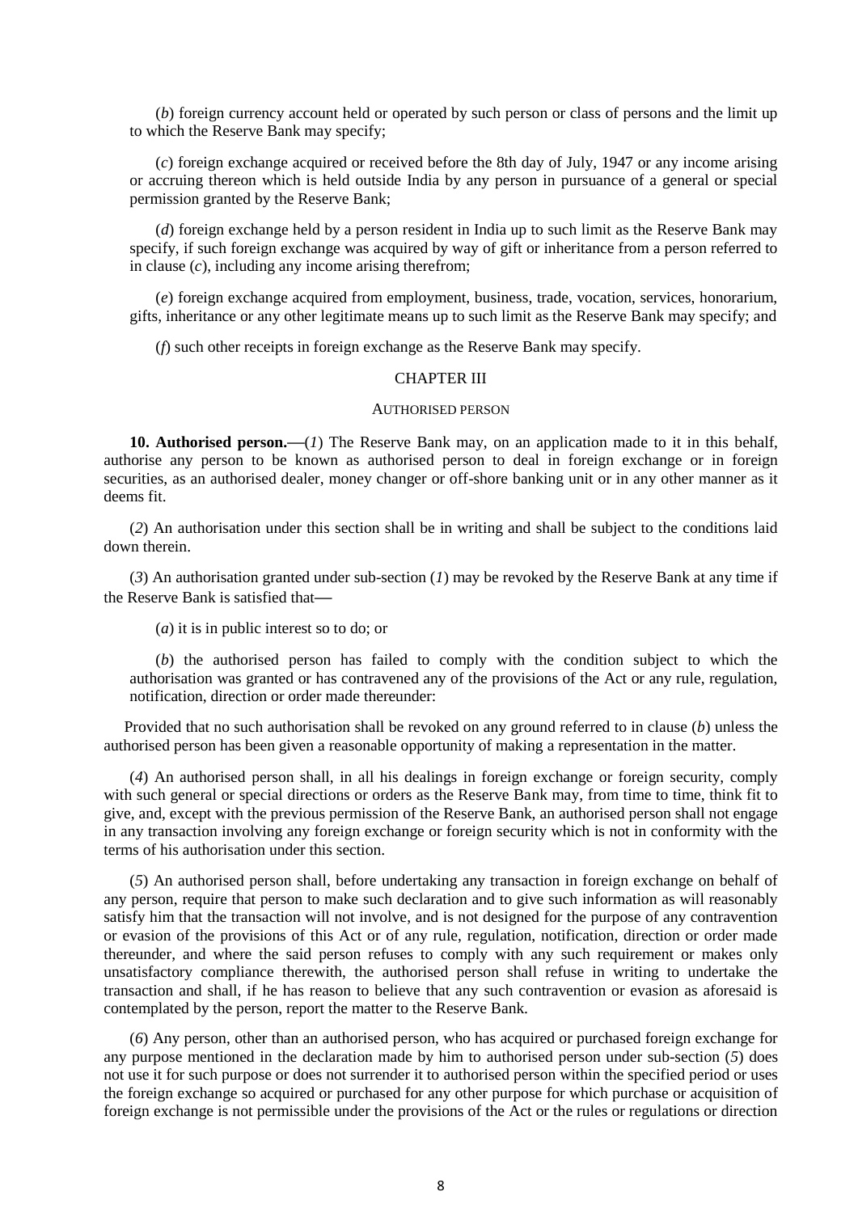(*b*) foreign currency account held or operated by such person or class of persons and the limit up to which the Reserve Bank may specify;

(*c*) foreign exchange acquired or received before the 8th day of July, 1947 or any income arising or accruing thereon which is held outside India by any person in pursuance of a general or special permission granted by the Reserve Bank;

(*d*) foreign exchange held by a person resident in India up to such limit as the Reserve Bank may specify, if such foreign exchange was acquired by way of gift or inheritance from a person referred to in clause (*c*), including any income arising therefrom;

(*e*) foreign exchange acquired from employment, business, trade, vocation, services, honorarium, gifts, inheritance or any other legitimate means up to such limit as the Reserve Bank may specify; and

(*f*) such other receipts in foreign exchange as the Reserve Bank may specify.

## CHAPTER III

### AUTHORISED PERSON

**10. Authorised person.—**(*1*) The Reserve Bank may, on an application made to it in this behalf, authorise any person to be known as authorised person to deal in foreign exchange or in foreign securities, as an authorised dealer, money changer or off-shore banking unit or in any other manner as it deems fit.

(*2*) An authorisation under this section shall be in writing and shall be subject to the conditions laid down therein.

(*3*) An authorisation granted under sub-section (*1*) may be revoked by the Reserve Bank at any time if the Reserve Bank is satisfied that—

(*a*) it is in public interest so to do; or

(*b*) the authorised person has failed to comply with the condition subject to which the authorisation was granted or has contravened any of the provisions of the Act or any rule, regulation, notification, direction or order made thereunder:

Provided that no such authorisation shall be revoked on any ground referred to in clause (*b*) unless the authorised person has been given a reasonable opportunity of making a representation in the matter.

(*4*) An authorised person shall, in all his dealings in foreign exchange or foreign security, comply with such general or special directions or orders as the Reserve Bank may, from time to time, think fit to give, and, except with the previous permission of the Reserve Bank, an authorised person shall not engage in any transaction involving any foreign exchange or foreign security which is not in conformity with the terms of his authorisation under this section.

(*5*) An authorised person shall, before undertaking any transaction in foreign exchange on behalf of any person, require that person to make such declaration and to give such information as will reasonably satisfy him that the transaction will not involve, and is not designed for the purpose of any contravention or evasion of the provisions of this Act or of any rule, regulation, notification, direction or order made thereunder, and where the said person refuses to comply with any such requirement or makes only unsatisfactory compliance therewith, the authorised person shall refuse in writing to undertake the transaction and shall, if he has reason to believe that any such contravention or evasion as aforesaid is contemplated by the person, report the matter to the Reserve Bank.

(*6*) Any person, other than an authorised person, who has acquired or purchased foreign exchange for any purpose mentioned in the declaration made by him to authorised person under sub-section (*5*) does not use it for such purpose or does not surrender it to authorised person within the specified period or uses the foreign exchange so acquired or purchased for any other purpose for which purchase or acquisition of foreign exchange is not permissible under the provisions of the Act or the rules or regulations or direction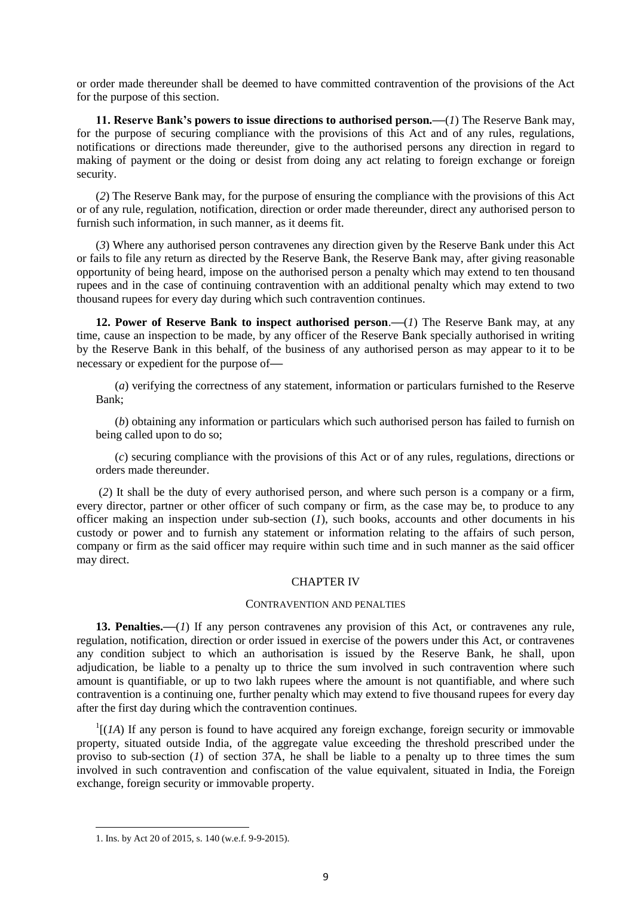or order made thereunder shall be deemed to have committed contravention of the provisions of the Act for the purpose of this section.

**11. Reserve Bank's powers to issue directions to authorised person.—**(*1*) The Reserve Bank may, for the purpose of securing compliance with the provisions of this Act and of any rules, regulations, notifications or directions made thereunder, give to the authorised persons any direction in regard to making of payment or the doing or desist from doing any act relating to foreign exchange or foreign security.

(*2*) The Reserve Bank may, for the purpose of ensuring the compliance with the provisions of this Act or of any rule, regulation, notification, direction or order made thereunder, direct any authorised person to furnish such information, in such manner, as it deems fit.

(*3*) Where any authorised person contravenes any direction given by the Reserve Bank under this Act or fails to file any return as directed by the Reserve Bank, the Reserve Bank may, after giving reasonable opportunity of being heard, impose on the authorised person a penalty which may extend to ten thousand rupees and in the case of continuing contravention with an additional penalty which may extend to two thousand rupees for every day during which such contravention continues.

**12. Power of Reserve Bank to inspect authorised person.—**(*1*) The Reserve Bank may, at any time, cause an inspection to be made, by any officer of the Reserve Bank specially authorised in writing by the Reserve Bank in this behalf, of the business of any authorised person as may appear to it to be necessary or expedient for the purpose of—

(*a*) verifying the correctness of any statement, information or particulars furnished to the Reserve Bank;

(*b*) obtaining any information or particulars which such authorised person has failed to furnish on being called upon to do so;

(*c*) securing compliance with the provisions of this Act or of any rules, regulations, directions or orders made thereunder.

(*2*) It shall be the duty of every authorised person, and where such person is a company or a firm, every director, partner or other officer of such company or firm, as the case may be, to produce to any officer making an inspection under sub-section (*1*), such books, accounts and other documents in his custody or power and to furnish any statement or information relating to the affairs of such person, company or firm as the said officer may require within such time and in such manner as the said officer may direct.

## CHAPTER IV

### CONTRAVENTION AND PENALTIES

**13. Penalties.—**(*1*) If any person contravenes any provision of this Act, or contravenes any rule, regulation, notification, direction or order issued in exercise of the powers under this Act, or contravenes any condition subject to which an authorisation is issued by the Reserve Bank, he shall, upon adjudication, be liable to a penalty up to thrice the sum involved in such contravention where such amount is quantifiable, or up to two lakh rupees where the amount is not quantifiable, and where such contravention is a continuing one, further penalty which may extend to five thousand rupees for every day after the first day during which the contravention continues.

[1][(*1A*) If any person is found to have acquired any foreign exchange, foreign security or immovable property, situated outside India, of the aggregate value exceeding the threshold prescribed under the proviso to sub-section (*1*) of section 37A, he shall be liable to a penalty up to three times the sum involved in such contravention and confiscation of the value equivalent, situated in India, the Foreign exchange, foreign security or immovable property.

1. Ins. by Act 20 of 2015, s. 140 (w.e.f. 9-9-2015).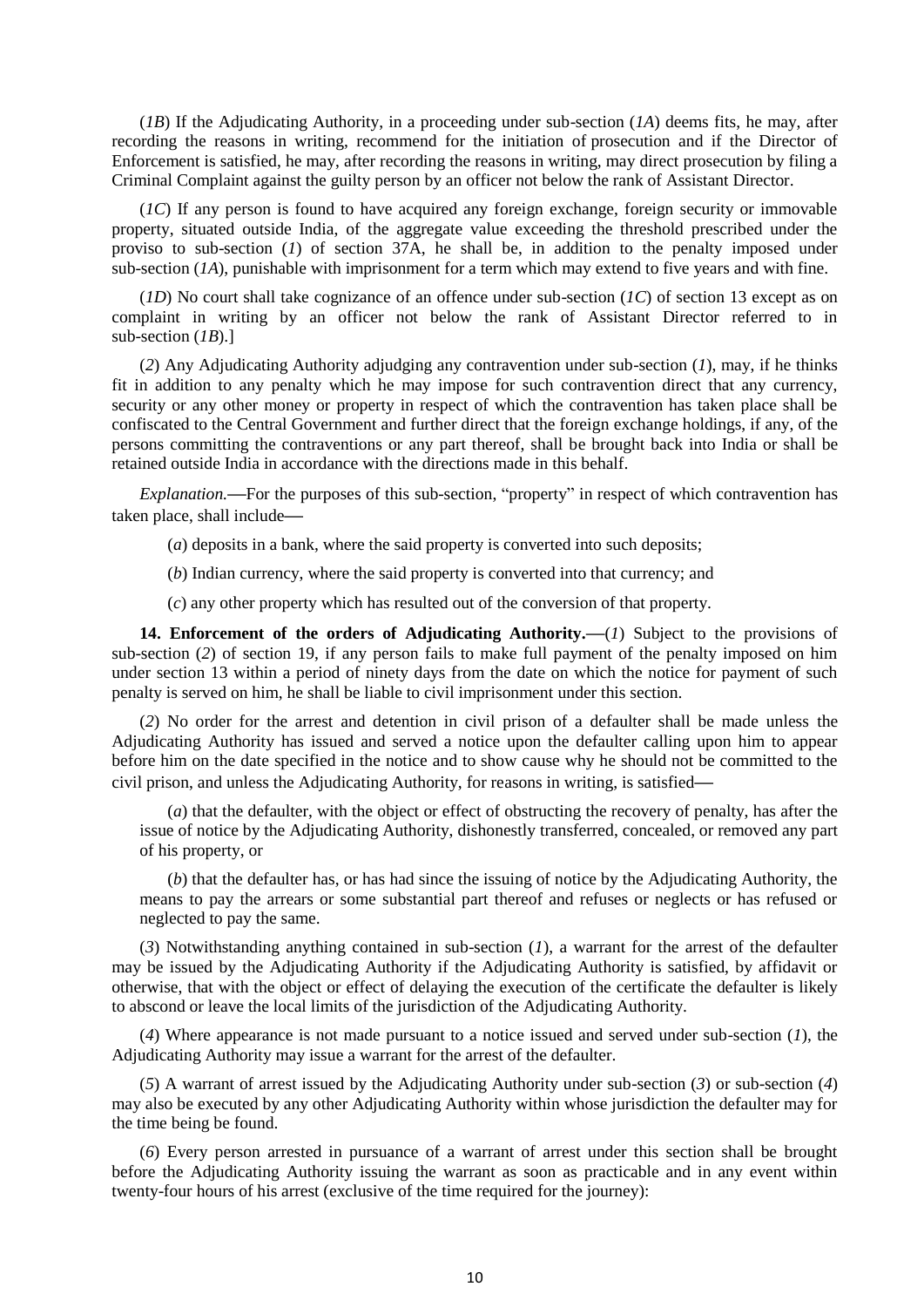(*1B*) If the Adjudicating Authority, in a proceeding under sub-section (*1A*) deems fits, he may, after recording the reasons in writing, recommend for the initiation of prosecution and if the Director of Enforcement is satisfied, he may, after recording the reasons in writing, may direct prosecution by filing a Criminal Complaint against the guilty person by an officer not below the rank of Assistant Director.

(*1C*) If any person is found to have acquired any foreign exchange, foreign security or immovable property, situated outside India, of the aggregate value exceeding the threshold prescribed under the proviso to sub-section (*1*) of section 37A, he shall be, in addition to the penalty imposed under sub-section (*1A*), punishable with imprisonment for a term which may extend to five years and with fine.

(*1D*) No court shall take cognizance of an offence under sub-section (*1C*) of section 13 except as on complaint in writing by an officer not below the rank of Assistant Director referred to in sub-section (*1B*).]

(*2*) Any Adjudicating Authority adjudging any contravention under sub-section (*1*), may, if he thinks fit in addition to any penalty which he may impose for such contravention direct that any currency, security or any other money or property in respect of which the contravention has taken place shall be confiscated to the Central Government and further direct that the foreign exchange holdings, if any, of the persons committing the contraventions or any part thereof, shall be brought back into India or shall be retained outside India in accordance with the directions made in this behalf.

*Explanation.*—For the purposes of this sub-section, "property" in respect of which contravention has taken place, shall include—

(*a*) deposits in a bank, where the said property is converted into such deposits;

(*b*) Indian currency, where the said property is converted into that currency; and

(*c*) any other property which has resulted out of the conversion of that property.

**14. Enforcement of the orders of Adjudicating Authority.**—(*1*) Subject to the provisions of sub-section (*2*) of section 19, if any person fails to make full payment of the penalty imposed on him under section 13 within a period of ninety days from the date on which the notice for payment of such penalty is served on him, he shall be liable to civil imprisonment under this section.

(*2*) No order for the arrest and detention in civil prison of a defaulter shall be made unless the Adjudicating Authority has issued and served a notice upon the defaulter calling upon him to appear before him on the date specified in the notice and to show cause why he should not be committed to the civil prison, and unless the Adjudicating Authority, for reasons in writing, is satisfied—

(*a*) that the defaulter, with the object or effect of obstructing the recovery of penalty, has after the issue of notice by the Adjudicating Authority, dishonestly transferred, concealed, or removed any part of his property, or

(*b*) that the defaulter has, or has had since the issuing of notice by the Adjudicating Authority, the means to pay the arrears or some substantial part thereof and refuses or neglects or has refused or neglected to pay the same.

(*3*) Notwithstanding anything contained in sub-section (*1*), a warrant for the arrest of the defaulter may be issued by the Adjudicating Authority if the Adjudicating Authority is satisfied, by affidavit or otherwise, that with the object or effect of delaying the execution of the certificate the defaulter is likely to abscond or leave the local limits of the jurisdiction of the Adjudicating Authority.

(*4*) Where appearance is not made pursuant to a notice issued and served under sub-section (*1*), the Adjudicating Authority may issue a warrant for the arrest of the defaulter.

(*5*) A warrant of arrest issued by the Adjudicating Authority under sub-section (*3*) or sub-section (*4*) may also be executed by any other Adjudicating Authority within whose jurisdiction the defaulter may for the time being be found.

(*6*) Every person arrested in pursuance of a warrant of arrest under this section shall be brought before the Adjudicating Authority issuing the warrant as soon as practicable and in any event within twenty-four hours of his arrest (exclusive of the time required for the journey):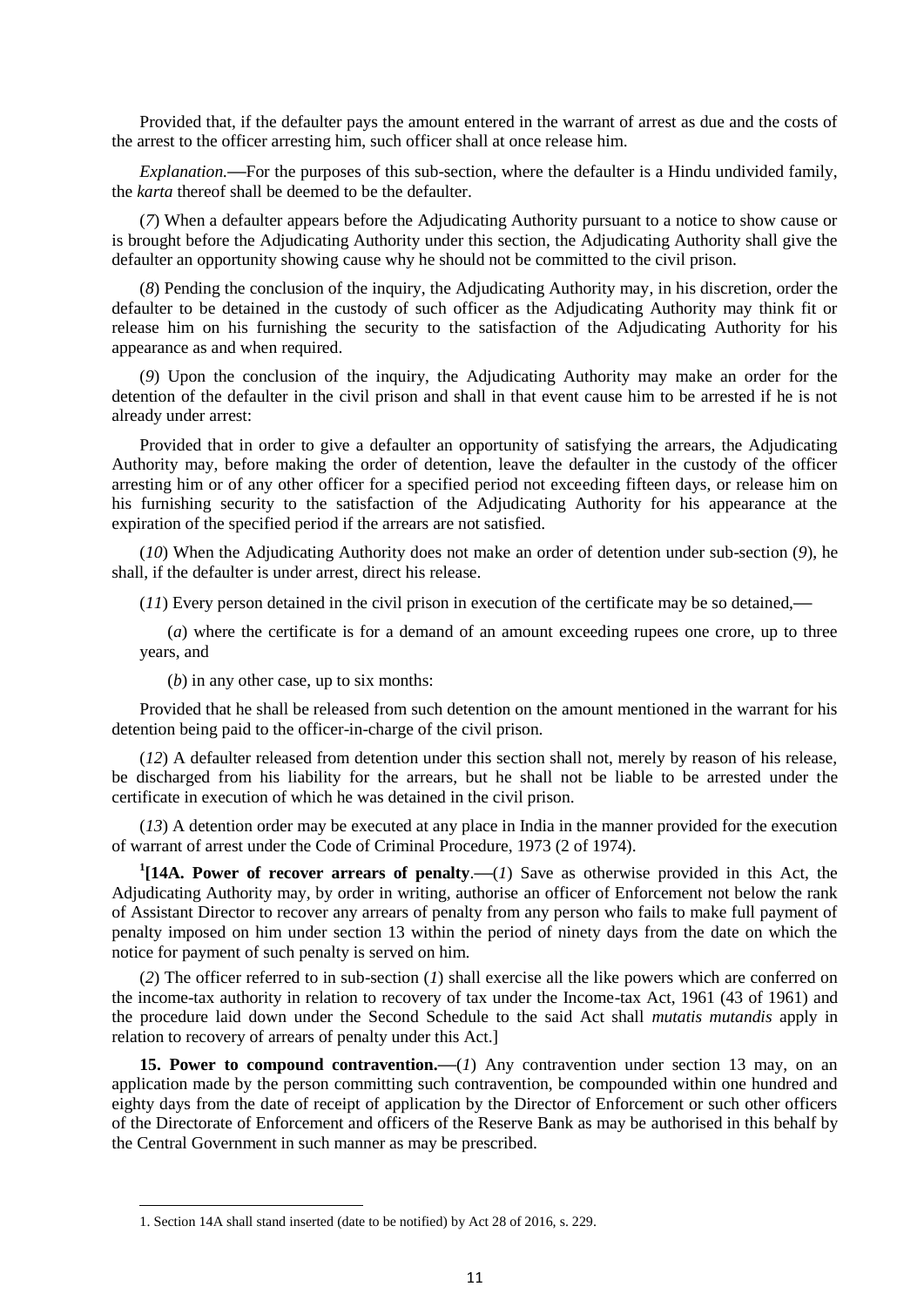Provided that, if the defaulter pays the amount entered in the warrant of arrest as due and the costs of the arrest to the officer arresting him, such officer shall at once release him.

*Explanation.*—For the purposes of this sub-section, where the defaulter is a Hindu undivided family, the *karta* thereof shall be deemed to be the defaulter.

(*7*) When a defaulter appears before the Adjudicating Authority pursuant to a notice to show cause or is brought before the Adjudicating Authority under this section, the Adjudicating Authority shall give the defaulter an opportunity showing cause why he should not be committed to the civil prison.

(*8*) Pending the conclusion of the inquiry, the Adjudicating Authority may, in his discretion, order the defaulter to be detained in the custody of such officer as the Adjudicating Authority may think fit or release him on his furnishing the security to the satisfaction of the Adjudicating Authority for his appearance as and when required.

(*9*) Upon the conclusion of the inquiry, the Adjudicating Authority may make an order for the detention of the defaulter in the civil prison and shall in that event cause him to be arrested if he is not already under arrest:

Provided that in order to give a defaulter an opportunity of satisfying the arrears, the Adjudicating Authority may, before making the order of detention, leave the defaulter in the custody of the officer arresting him or of any other officer for a specified period not exceeding fifteen days, or release him on his furnishing security to the satisfaction of the Adjudicating Authority for his appearance at the expiration of the specified period if the arrears are not satisfied.

(*10*) When the Adjudicating Authority does not make an order of detention under sub-section (*9*), he shall, if the defaulter is under arrest, direct his release.

(*11*) Every person detained in the civil prison in execution of the certificate may be so detained,—

(*a*) where the certificate is for a demand of an amount exceeding rupees one crore, up to three years, and

(*b*) in any other case, up to six months:

Provided that he shall be released from such detention on the amount mentioned in the warrant for his detention being paid to the officer-in-charge of the civil prison.

(*12*) A defaulter released from detention under this section shall not, merely by reason of his release, be discharged from his liability for the arrears, but he shall not be liable to be arrested under the certificate in execution of which he was detained in the civil prison.

(*13*) A detention order may be executed at any place in India in the manner provided for the execution of warrant of arrest under the Code of Criminal Procedure, 1973 (2 of 1974).

[1][**14A. Power of recover arrears of penalty**.—(*1*) Save as otherwise provided in this Act, the Adjudicating Authority may, by order in writing, authorise an officer of Enforcement not below the rank of Assistant Director to recover any arrears of penalty from any person who fails to make full payment of penalty imposed on him under section 13 within the period of ninety days from the date on which the notice for payment of such penalty is served on him.

(*2*) The officer referred to in sub-section (*1*) shall exercise all the like powers which are conferred on the income-tax authority in relation to recovery of tax under the Income-tax Act, 1961 (43 of 1961) and the procedure laid down under the Second Schedule to the said Act shall *mutatis mutandis* apply in relation to recovery of arrears of penalty under this Act.]

**15. Power to compound contravention.**—(*1*) Any contravention under section 13 may, on an application made by the person committing such contravention, be compounded within one hundred and eighty days from the date of receipt of application by the Director of Enforcement or such other officers of the Directorate of Enforcement and officers of the Reserve Bank as may be authorised in this behalf by the Central Government in such manner as may be prescribed.

---

1. Section 14A shall stand inserted (date to be notified) by Act 28 of 2016, s. 229.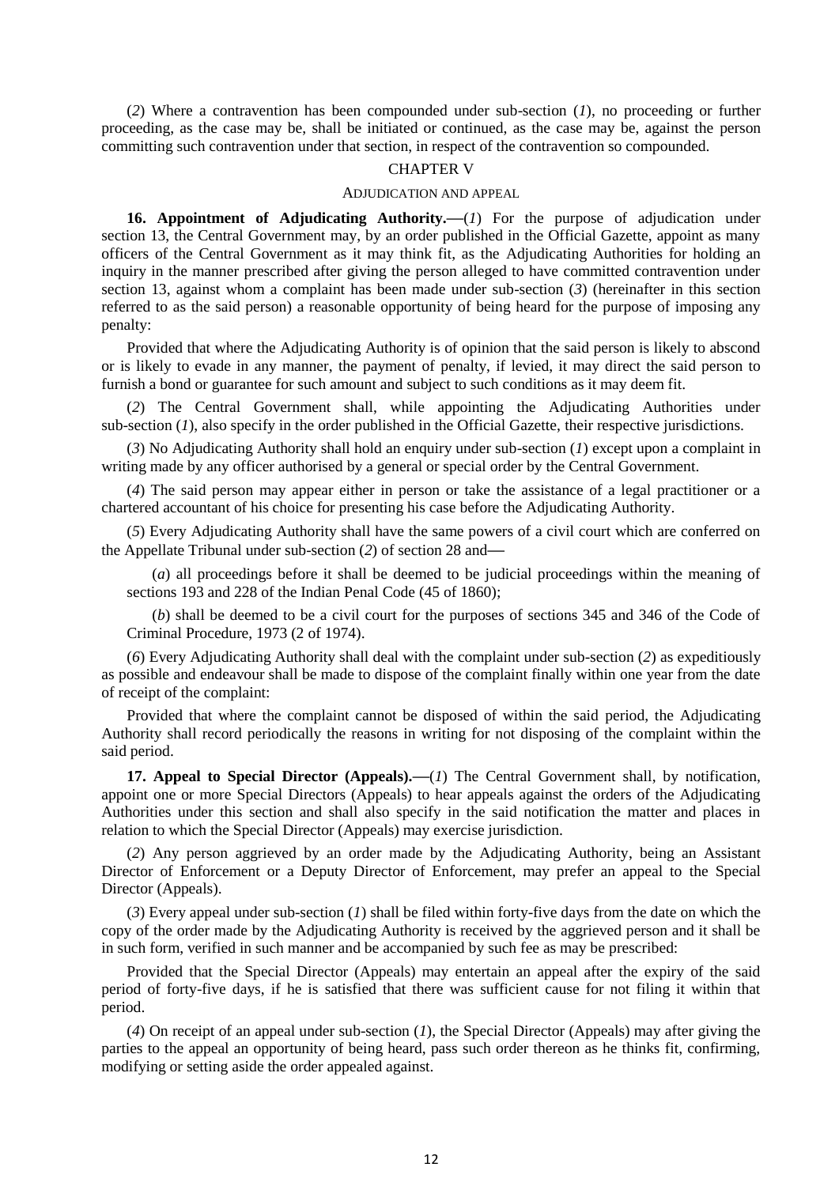(*2*) Where a contravention has been compounded under sub-section (*1*), no proceeding or further proceeding, as the case may be, shall be initiated or continued, as the case may be, against the person committing such contravention under that section, in respect of the contravention so compounded.

## CHAPTER V

### ADJUDICATION AND APPEAL

**16. Appointment of Adjudicating Authority.—**(*1*) For the purpose of adjudication under section 13, the Central Government may, by an order published in the Official Gazette, appoint as many officers of the Central Government as it may think fit, as the Adjudicating Authorities for holding an inquiry in the manner prescribed after giving the person alleged to have committed contravention under section 13, against whom a complaint has been made under sub-section (*3*) (hereinafter in this section referred to as the said person) a reasonable opportunity of being heard for the purpose of imposing any penalty:

Provided that where the Adjudicating Authority is of opinion that the said person is likely to abscond or is likely to evade in any manner, the payment of penalty, if levied, it may direct the said person to furnish a bond or guarantee for such amount and subject to such conditions as it may deem fit.

(*2*) The Central Government shall, while appointing the Adjudicating Authorities under sub-section (*1*), also specify in the order published in the Official Gazette, their respective jurisdictions.

(*3*) No Adjudicating Authority shall hold an enquiry under sub-section (*1*) except upon a complaint in writing made by any officer authorised by a general or special order by the Central Government.

(*4*) The said person may appear either in person or take the assistance of a legal practitioner or a chartered accountant of his choice for presenting his case before the Adjudicating Authority.

(*5*) Every Adjudicating Authority shall have the same powers of a civil court which are conferred on the Appellate Tribunal under sub-section (*2*) of section 28 and—

(*a*) all proceedings before it shall be deemed to be judicial proceedings within the meaning of sections 193 and 228 of the Indian Penal Code (45 of 1860);

(*b*) shall be deemed to be a civil court for the purposes of sections 345 and 346 of the Code of Criminal Procedure, 1973 (2 of 1974).

(*6*) Every Adjudicating Authority shall deal with the complaint under sub-section (*2*) as expeditiously as possible and endeavour shall be made to dispose of the complaint finally within one year from the date of receipt of the complaint:

Provided that where the complaint cannot be disposed of within the said period, the Adjudicating Authority shall record periodically the reasons in writing for not disposing of the complaint within the said period.

**17. Appeal to Special Director (Appeals).—**(*1*) The Central Government shall, by notification, appoint one or more Special Directors (Appeals) to hear appeals against the orders of the Adjudicating Authorities under this section and shall also specify in the said notification the matter and places in relation to which the Special Director (Appeals) may exercise jurisdiction.

(*2*) Any person aggrieved by an order made by the Adjudicating Authority, being an Assistant Director of Enforcement or a Deputy Director of Enforcement, may prefer an appeal to the Special Director (Appeals).

(*3*) Every appeal under sub-section (*1*) shall be filed within forty-five days from the date on which the copy of the order made by the Adjudicating Authority is received by the aggrieved person and it shall be in such form, verified in such manner and be accompanied by such fee as may be prescribed:

Provided that the Special Director (Appeals) may entertain an appeal after the expiry of the said period of forty-five days, if he is satisfied that there was sufficient cause for not filing it within that period.

(*4*) On receipt of an appeal under sub-section (*1*), the Special Director (Appeals) may after giving the parties to the appeal an opportunity of being heard, pass such order thereon as he thinks fit, confirming, modifying or setting aside the order appealed against.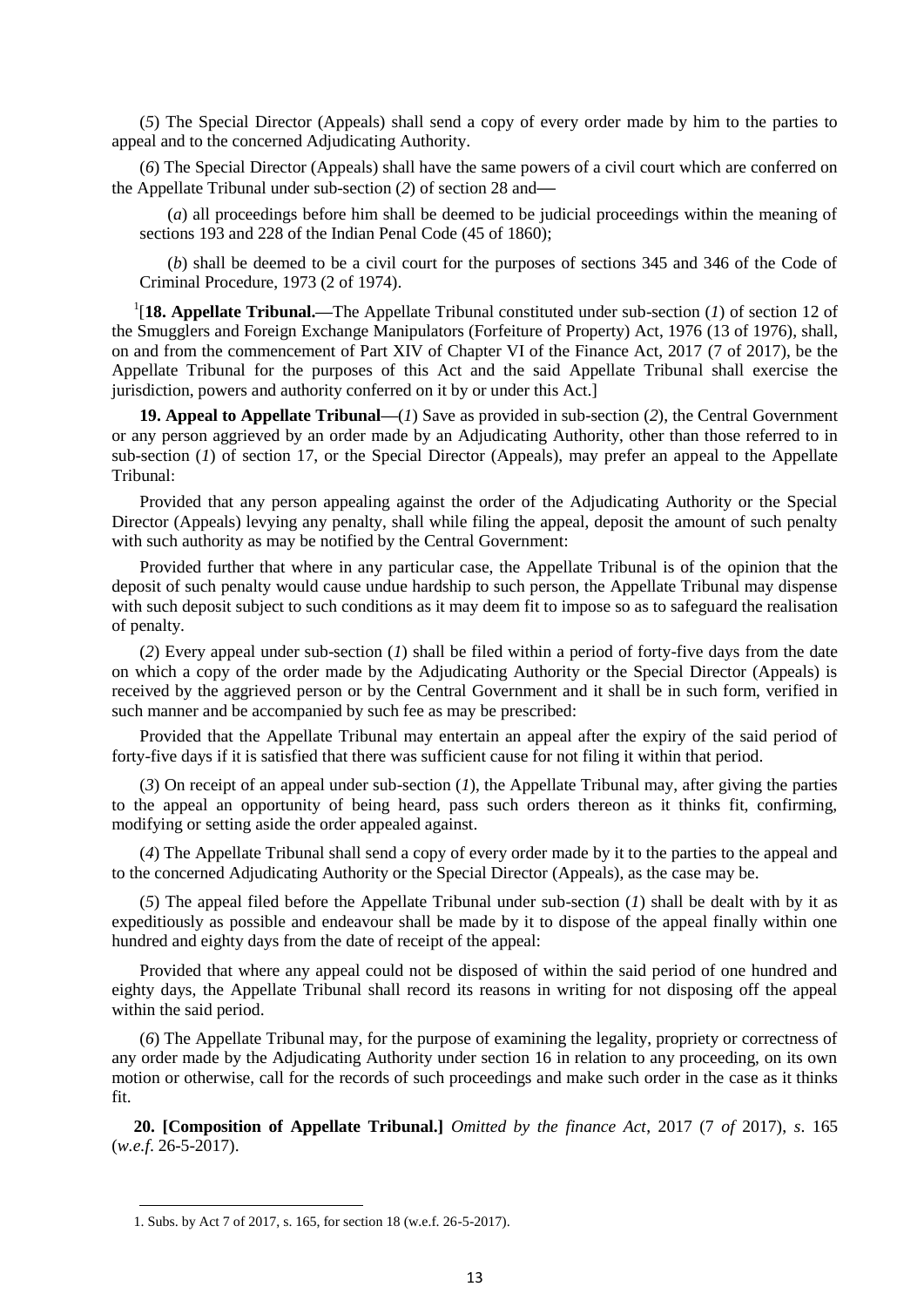(*5*) The Special Director (Appeals) shall send a copy of every order made by him to the parties to appeal and to the concerned Adjudicating Authority.

(*6*) The Special Director (Appeals) shall have the same powers of a civil court which are conferred on the Appellate Tribunal under sub-section (*2*) of section 28 and—

(*a*) all proceedings before him shall be deemed to be judicial proceedings within the meaning of sections 193 and 228 of the Indian Penal Code (45 of 1860);

(*b*) shall be deemed to be a civil court for the purposes of sections 345 and 346 of the Code of Criminal Procedure, 1973 (2 of 1974).

[1][**18. Appellate Tribunal.**—The Appellate Tribunal constituted under sub-section (*1*) of section 12 of the Smugglers and Foreign Exchange Manipulators (Forfeiture of Property) Act, 1976 (13 of 1976), shall, on and from the commencement of Part XIV of Chapter VI of the Finance Act, 2017 (7 of 2017), be the Appellate Tribunal for the purposes of this Act and the said Appellate Tribunal shall exercise the jurisdiction, powers and authority conferred on it by or under this Act.]

**19. Appeal to Appellate Tribunal**—(*1*) Save as provided in sub-section (*2*), the Central Government or any person aggrieved by an order made by an Adjudicating Authority, other than those referred to in sub-section (*1*) of section 17, or the Special Director (Appeals), may prefer an appeal to the Appellate Tribunal:

Provided that any person appealing against the order of the Adjudicating Authority or the Special Director (Appeals) levying any penalty, shall while filing the appeal, deposit the amount of such penalty with such authority as may be notified by the Central Government:

Provided further that where in any particular case, the Appellate Tribunal is of the opinion that the deposit of such penalty would cause undue hardship to such person, the Appellate Tribunal may dispense with such deposit subject to such conditions as it may deem fit to impose so as to safeguard the realisation of penalty.

(*2*) Every appeal under sub-section (*1*) shall be filed within a period of forty-five days from the date on which a copy of the order made by the Adjudicating Authority or the Special Director (Appeals) is received by the aggrieved person or by the Central Government and it shall be in such form, verified in such manner and be accompanied by such fee as may be prescribed:

Provided that the Appellate Tribunal may entertain an appeal after the expiry of the said period of forty-five days if it is satisfied that there was sufficient cause for not filing it within that period.

(*3*) On receipt of an appeal under sub-section (*1*), the Appellate Tribunal may, after giving the parties to the appeal an opportunity of being heard, pass such orders thereon as it thinks fit, confirming, modifying or setting aside the order appealed against.

(*4*) The Appellate Tribunal shall send a copy of every order made by it to the parties to the appeal and to the concerned Adjudicating Authority or the Special Director (Appeals), as the case may be.

(*5*) The appeal filed before the Appellate Tribunal under sub-section (*1*) shall be dealt with by it as expeditiously as possible and endeavour shall be made by it to dispose of the appeal finally within one hundred and eighty days from the date of receipt of the appeal:

Provided that where any appeal could not be disposed of within the said period of one hundred and eighty days, the Appellate Tribunal shall record its reasons in writing for not disposing off the appeal within the said period.

(*6*) The Appellate Tribunal may, for the purpose of examining the legality, propriety or correctness of any order made by the Adjudicating Authority under section 16 in relation to any proceeding, on its own motion or otherwise, call for the records of such proceedings and make such order in the case as it thinks fit.

**20. [Composition of Appellate Tribunal.]** *Omitted by the finance Act*, 2017 (7 *of* 2017), *s*. 165 (*w.e.f.* 26-5-2017).

1. Subs. by Act 7 of 2017, s. 165, for section 18 (w.e.f. 26-5-2017).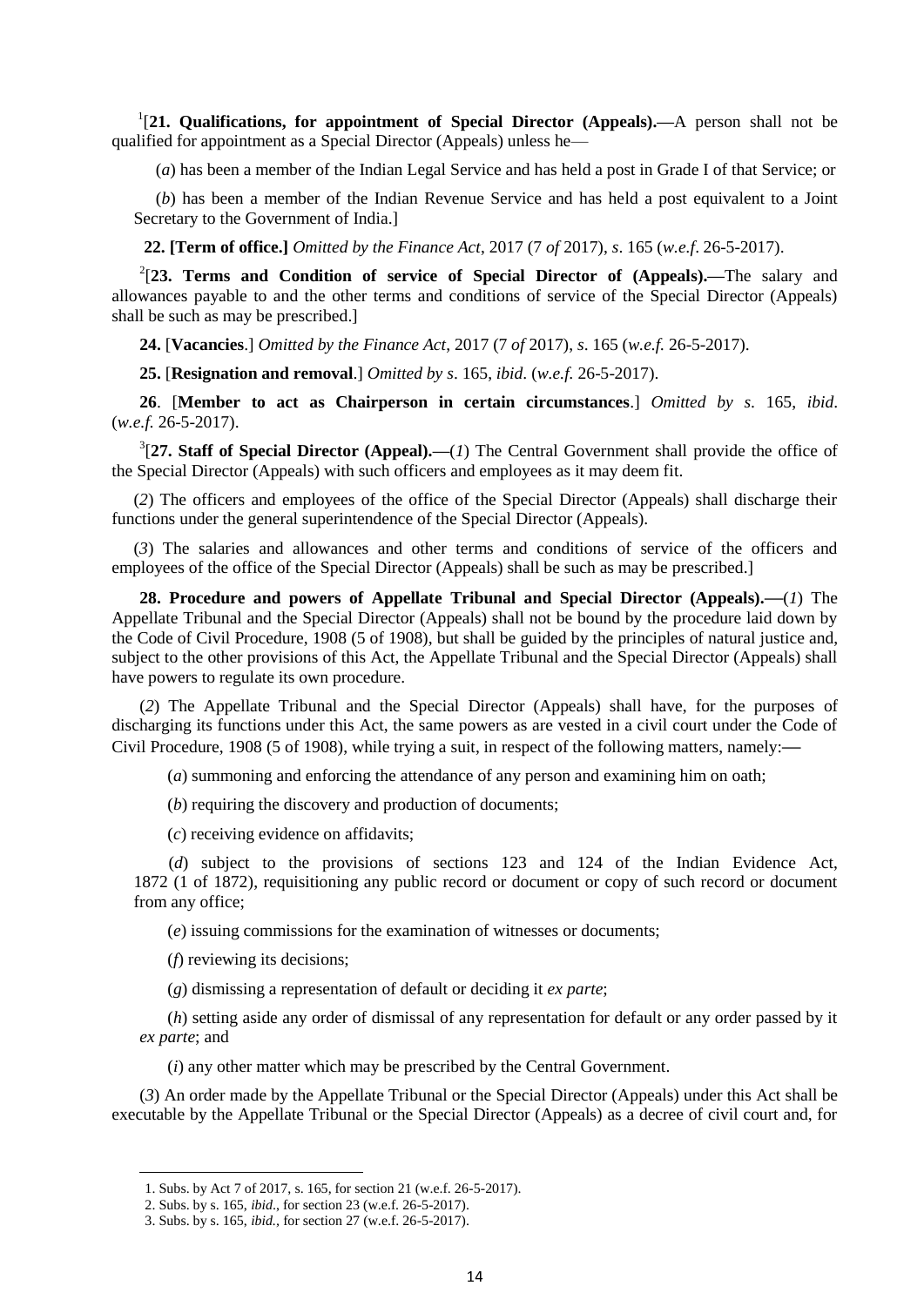[1][**21. Qualifications, for appointment of Special Director (Appeals).—**A person shall not be qualified for appointment as a Special Director (Appeals) unless he—

(*a*) has been a member of the Indian Legal Service and has held a post in Grade I of that Service; or

(*b*) has been a member of the Indian Revenue Service and has held a post equivalent to a Joint Secretary to the Government of India.]

**22. [Term of office.]** *Omitted by the Finance Act*, 2017 (7 *of* 2017), *s*. 165 (*w.e.f*. 26-5-2017).

[2][**23. Terms and Condition of service of Special Director of (Appeals).—**The salary and allowances payable to and the other terms and conditions of service of the Special Director (Appeals) shall be such as may be prescribed.]

**24.** [**Vacancies**.] *Omitted by the Finance Act*, 2017 (7 *of* 2017), *s*. 165 (*w.e.f.* 26-5-2017).

**25.** [**Resignation and removal**.] *Omitted by s*. 165, *ibid*. (*w.e.f.* 26-5-2017).

**26**. [**Member to act as Chairperson in certain circumstances**.] *Omitted by s*. 165, *ibid*. (*w.e.f.* 26-5-2017).

[3][**27. Staff of Special Director (Appeal).—**(*1*) The Central Government shall provide the office of the Special Director (Appeals) with such officers and employees as it may deem fit.

(*2*) The officers and employees of the office of the Special Director (Appeals) shall discharge their functions under the general superintendence of the Special Director (Appeals).

(*3*) The salaries and allowances and other terms and conditions of service of the officers and employees of the office of the Special Director (Appeals) shall be such as may be prescribed.]

**28. Procedure and powers of Appellate Tribunal and Special Director (Appeals).—**(*1*) The Appellate Tribunal and the Special Director (Appeals) shall not be bound by the procedure laid down by the Code of Civil Procedure, 1908 (5 of 1908), but shall be guided by the principles of natural justice and, subject to the other provisions of this Act, the Appellate Tribunal and the Special Director (Appeals) shall have powers to regulate its own procedure.

(*2*) The Appellate Tribunal and the Special Director (Appeals) shall have, for the purposes of discharging its functions under this Act, the same powers as are vested in a civil court under the Code of Civil Procedure, 1908 (5 of 1908), while trying a suit, in respect of the following matters, namely:—

(*a*) summoning and enforcing the attendance of any person and examining him on oath;

(*b*) requiring the discovery and production of documents;

(*c*) receiving evidence on affidavits;

(*d*) subject to the provisions of sections 123 and 124 of the Indian Evidence Act, 1872 (1 of 1872), requisitioning any public record or document or copy of such record or document from any office;

(*e*) issuing commissions for the examination of witnesses or documents;

(*f*) reviewing its decisions;

(*g*) dismissing a representation of default or deciding it *ex parte*;

(*h*) setting aside any order of dismissal of any representation for default or any order passed by it *ex parte*; and

(*i*) any other matter which may be prescribed by the Central Government.

(*3*) An order made by the Appellate Tribunal or the Special Director (Appeals) under this Act shall be executable by the Appellate Tribunal or the Special Director (Appeals) as a decree of civil court and, for

---

1. Subs. by Act 7 of 2017, s. 165, for section 21 (w.e.f. 26-5-2017).
2. Subs. by s. 165, *ibid*., for section 23 (w.e.f. 26-5-2017).
3. Subs. by s. 165, *ibid.*, for section 27 (w.e.f. 26-5-2017).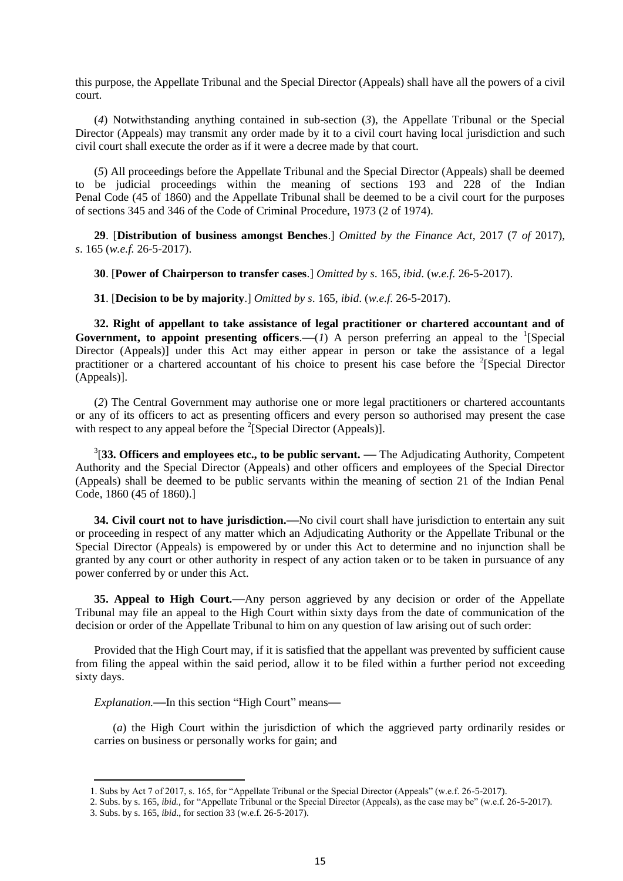this purpose, the Appellate Tribunal and the Special Director (Appeals) shall have all the powers of a civil court.

(*4*) Notwithstanding anything contained in sub-section (*3*), the Appellate Tribunal or the Special Director (Appeals) may transmit any order made by it to a civil court having local jurisdiction and such civil court shall execute the order as if it were a decree made by that court.

(*5*) All proceedings before the Appellate Tribunal and the Special Director (Appeals) shall be deemed to be judicial proceedings within the meaning of sections 193 and 228 of the Indian Penal Code (45 of 1860) and the Appellate Tribunal shall be deemed to be a civil court for the purposes of sections 345 and 346 of the Code of Criminal Procedure, 1973 (2 of 1974).

**29**. [**Distribution of business amongst Benches**.] *Omitted by the Finance Act*, 2017 (7 *of* 2017), *s*. 165 (*w.e.f.* 26-5-2017).

**30**. [**Power of Chairperson to transfer cases**.] *Omitted by s*. 165, *ibid*. (*w.e.f.* 26-5-2017).

**31**. [**Decision to be by majority**.] *Omitted by s*. 165, *ibid*. (*w.e.f.* 26-5-2017).

**32. Right of appellant to take assistance of legal practitioner or chartered accountant and of Government, to appoint presenting officers**.—(*1*) A person preferring an appeal to the [1][Special Director (Appeals)] under this Act may either appear in person or take the assistance of a legal practitioner or a chartered accountant of his choice to present his case before the [2][Special Director (Appeals)].

(*2*) The Central Government may authorise one or more legal practitioners or chartered accountants or any of its officers to act as presenting officers and every person so authorised may present the case with respect to any appeal before the [2][Special Director (Appeals)].

[3][**33. Officers and employees etc., to be public servant. —** The Adjudicating Authority, Competent Authority and the Special Director (Appeals) and other officers and employees of the Special Director (Appeals) shall be deemed to be public servants within the meaning of section 21 of the Indian Penal Code, 1860 (45 of 1860).]

**34. Civil court not to have jurisdiction.—**No civil court shall have jurisdiction to entertain any suit or proceeding in respect of any matter which an Adjudicating Authority or the Appellate Tribunal or the Special Director (Appeals) is empowered by or under this Act to determine and no injunction shall be granted by any court or other authority in respect of any action taken or to be taken in pursuance of any power conferred by or under this Act.

**35. Appeal to High Court.—**Any person aggrieved by any decision or order of the Appellate Tribunal may file an appeal to the High Court within sixty days from the date of communication of the decision or order of the Appellate Tribunal to him on any question of law arising out of such order:

Provided that the High Court may, if it is satisfied that the appellant was prevented by sufficient cause from filing the appeal within the said period, allow it to be filed within a further period not exceeding sixty days.

*Explanation.*—In this section "High Court" means—

(*a*) the High Court within the jurisdiction of which the aggrieved party ordinarily resides or carries on business or personally works for gain; and

---

1. Subs by Act 7 of 2017, s. 165, for "Appellate Tribunal or the Special Director (Appeals)" (w.e.f. 26-5-2017).
2. Subs. by s. 165, *ibid.*, for "Appellate Tribunal or the Special Director (Appeals), as the case may be" (w.e.f. 26-5-2017).
3. Subs. by s. 165, *ibid.*, for section 33 (w.e.f. 26-5-2017).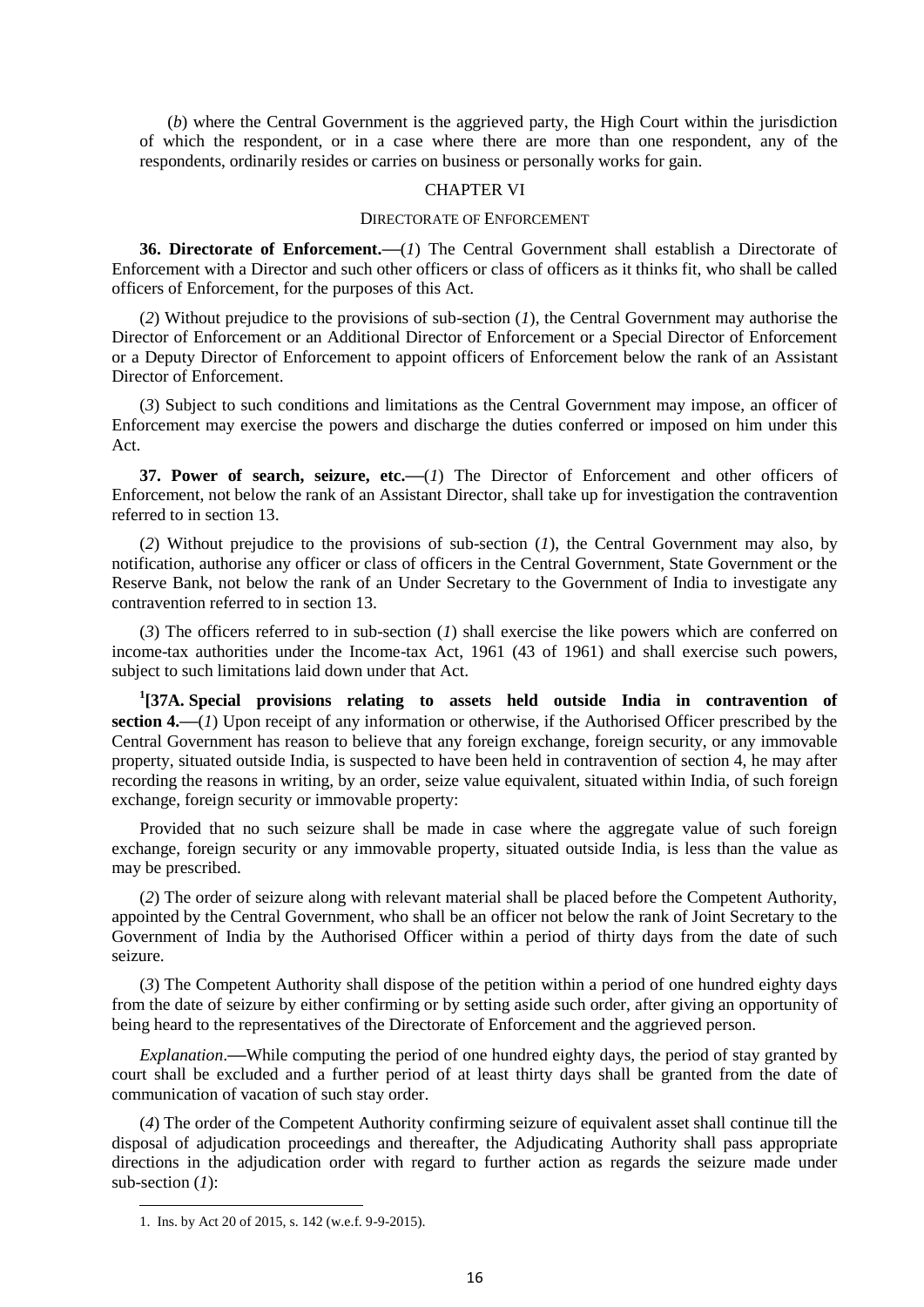(*b*) where the Central Government is the aggrieved party, the High Court within the jurisdiction of which the respondent, or in a case where there are more than one respondent, any of the respondents, ordinarily resides or carries on business or personally works for gain.

## CHAPTER VI

### DIRECTORATE OF ENFORCEMENT

**36. Directorate of Enforcement.—**(*1*) The Central Government shall establish a Directorate of Enforcement with a Director and such other officers or class of officers as it thinks fit, who shall be called officers of Enforcement, for the purposes of this Act.

(*2*) Without prejudice to the provisions of sub-section (*1*), the Central Government may authorise the Director of Enforcement or an Additional Director of Enforcement or a Special Director of Enforcement or a Deputy Director of Enforcement to appoint officers of Enforcement below the rank of an Assistant Director of Enforcement.

(*3*) Subject to such conditions and limitations as the Central Government may impose, an officer of Enforcement may exercise the powers and discharge the duties conferred or imposed on him under this Act.

**37. Power of search, seizure, etc.—**(*1*) The Director of Enforcement and other officers of Enforcement, not below the rank of an Assistant Director, shall take up for investigation the contravention referred to in section 13.

(*2*) Without prejudice to the provisions of sub-section (*1*), the Central Government may also, by notification, authorise any officer or class of officers in the Central Government, State Government or the Reserve Bank, not below the rank of an Under Secretary to the Government of India to investigate any contravention referred to in section 13.

(*3*) The officers referred to in sub-section (*1*) shall exercise the like powers which are conferred on income-tax authorities under the Income-tax Act, 1961 (43 of 1961) and shall exercise such powers, subject to such limitations laid down under that Act.

[1][**37A. Special provisions relating to assets held outside India in contravention of section 4.—**(*1*) Upon receipt of any information or otherwise, if the Authorised Officer prescribed by the Central Government has reason to believe that any foreign exchange, foreign security, or any immovable property, situated outside India, is suspected to have been held in contravention of section 4, he may after recording the reasons in writing, by an order, seize value equivalent, situated within India, of such foreign exchange, foreign security or immovable property:

Provided that no such seizure shall be made in case where the aggregate value of such foreign exchange, foreign security or any immovable property, situated outside India, is less than the value as may be prescribed.

(*2*) The order of seizure along with relevant material shall be placed before the Competent Authority, appointed by the Central Government, who shall be an officer not below the rank of Joint Secretary to the Government of India by the Authorised Officer within a period of thirty days from the date of such seizure.

(*3*) The Competent Authority shall dispose of the petition within a period of one hundred eighty days from the date of seizure by either confirming or by setting aside such order, after giving an opportunity of being heard to the representatives of the Directorate of Enforcement and the aggrieved person.

*Explanation*.—While computing the period of one hundred eighty days, the period of stay granted by court shall be excluded and a further period of at least thirty days shall be granted from the date of communication of vacation of such stay order.

(*4*) The order of the Competent Authority confirming seizure of equivalent asset shall continue till the disposal of adjudication proceedings and thereafter, the Adjudicating Authority shall pass appropriate directions in the adjudication order with regard to further action as regards the seizure made under sub-section (*1*):

1. Ins. by Act 20 of 2015, s. 142 (w.e.f. 9-9-2015).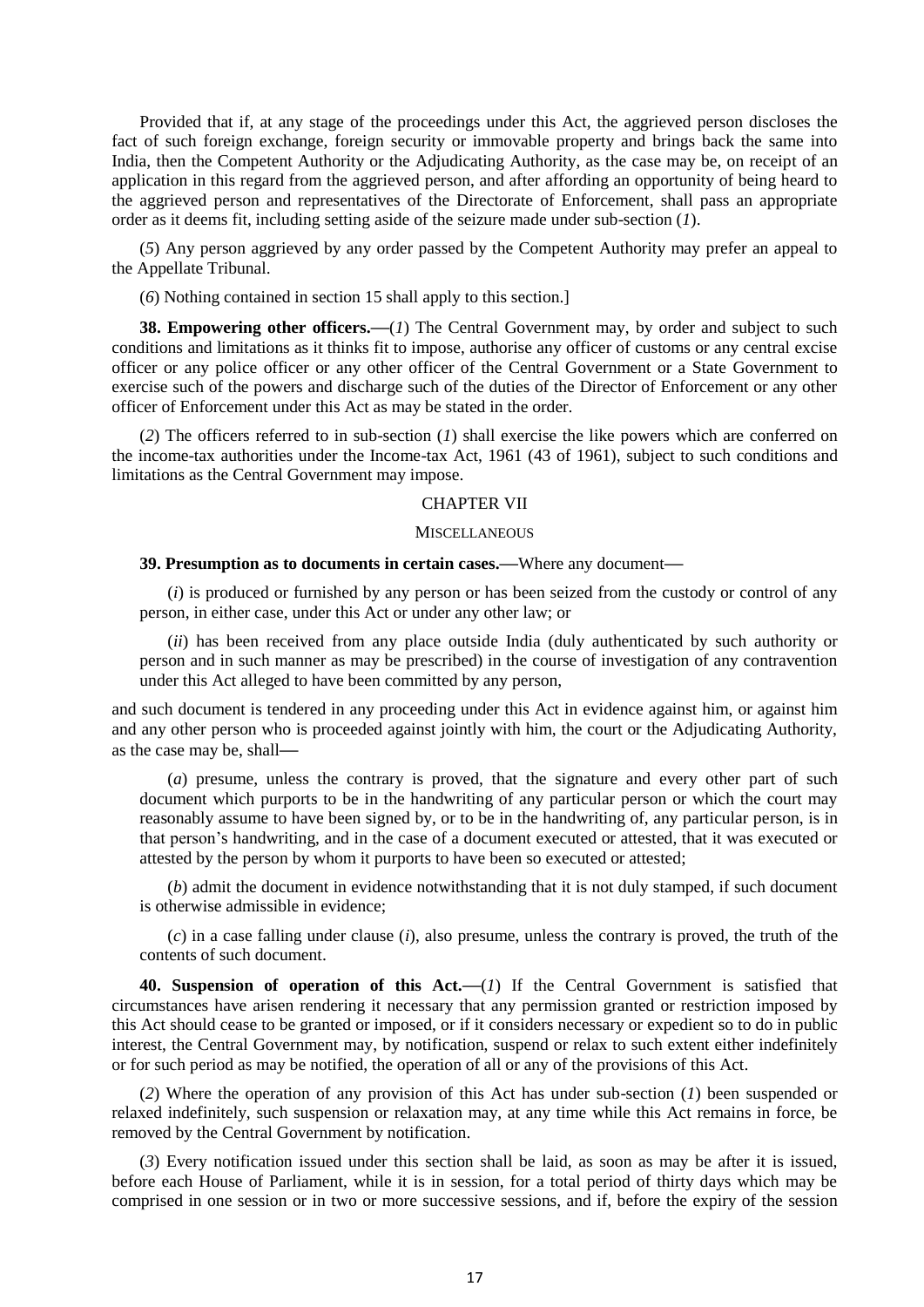Provided that if, at any stage of the proceedings under this Act, the aggrieved person discloses the fact of such foreign exchange, foreign security or immovable property and brings back the same into India, then the Competent Authority or the Adjudicating Authority, as the case may be, on receipt of an application in this regard from the aggrieved person, and after affording an opportunity of being heard to the aggrieved person and representatives of the Directorate of Enforcement, shall pass an appropriate order as it deems fit, including setting aside of the seizure made under sub-section (*1*).

(*5*) Any person aggrieved by any order passed by the Competent Authority may prefer an appeal to the Appellate Tribunal.

(*6*) Nothing contained in section 15 shall apply to this section.]

**38. Empowering other officers.—**(*1*) The Central Government may, by order and subject to such conditions and limitations as it thinks fit to impose, authorise any officer of customs or any central excise officer or any police officer or any other officer of the Central Government or a State Government to exercise such of the powers and discharge such of the duties of the Director of Enforcement or any other officer of Enforcement under this Act as may be stated in the order.

(*2*) The officers referred to in sub-section (*1*) shall exercise the like powers which are conferred on the income-tax authorities under the Income-tax Act, 1961 (43 of 1961), subject to such conditions and limitations as the Central Government may impose.

## CHAPTER VII

## MISCELLANEOUS

**39. Presumption as to documents in certain cases.—**Where any document—

(*i*) is produced or furnished by any person or has been seized from the custody or control of any person, in either case, under this Act or under any other law; or

(*ii*) has been received from any place outside India (duly authenticated by such authority or person and in such manner as may be prescribed) in the course of investigation of any contravention under this Act alleged to have been committed by any person,

and such document is tendered in any proceeding under this Act in evidence against him, or against him and any other person who is proceeded against jointly with him, the court or the Adjudicating Authority, as the case may be, shall—

(*a*) presume, unless the contrary is proved, that the signature and every other part of such document which purports to be in the handwriting of any particular person or which the court may reasonably assume to have been signed by, or to be in the handwriting of, any particular person, is in that person's handwriting, and in the case of a document executed or attested, that it was executed or attested by the person by whom it purports to have been so executed or attested;

(*b*) admit the document in evidence notwithstanding that it is not duly stamped, if such document is otherwise admissible in evidence;

(*c*) in a case falling under clause (*i*), also presume, unless the contrary is proved, the truth of the contents of such document.

**40. Suspension of operation of this Act.—**(*1*) If the Central Government is satisfied that circumstances have arisen rendering it necessary that any permission granted or restriction imposed by this Act should cease to be granted or imposed, or if it considers necessary or expedient so to do in public interest, the Central Government may, by notification, suspend or relax to such extent either indefinitely or for such period as may be notified, the operation of all or any of the provisions of this Act.

(*2*) Where the operation of any provision of this Act has under sub-section (*1*) been suspended or relaxed indefinitely, such suspension or relaxation may, at any time while this Act remains in force, be removed by the Central Government by notification.

(*3*) Every notification issued under this section shall be laid, as soon as may be after it is issued, before each House of Parliament, while it is in session, for a total period of thirty days which may be comprised in one session or in two or more successive sessions, and if, before the expiry of the session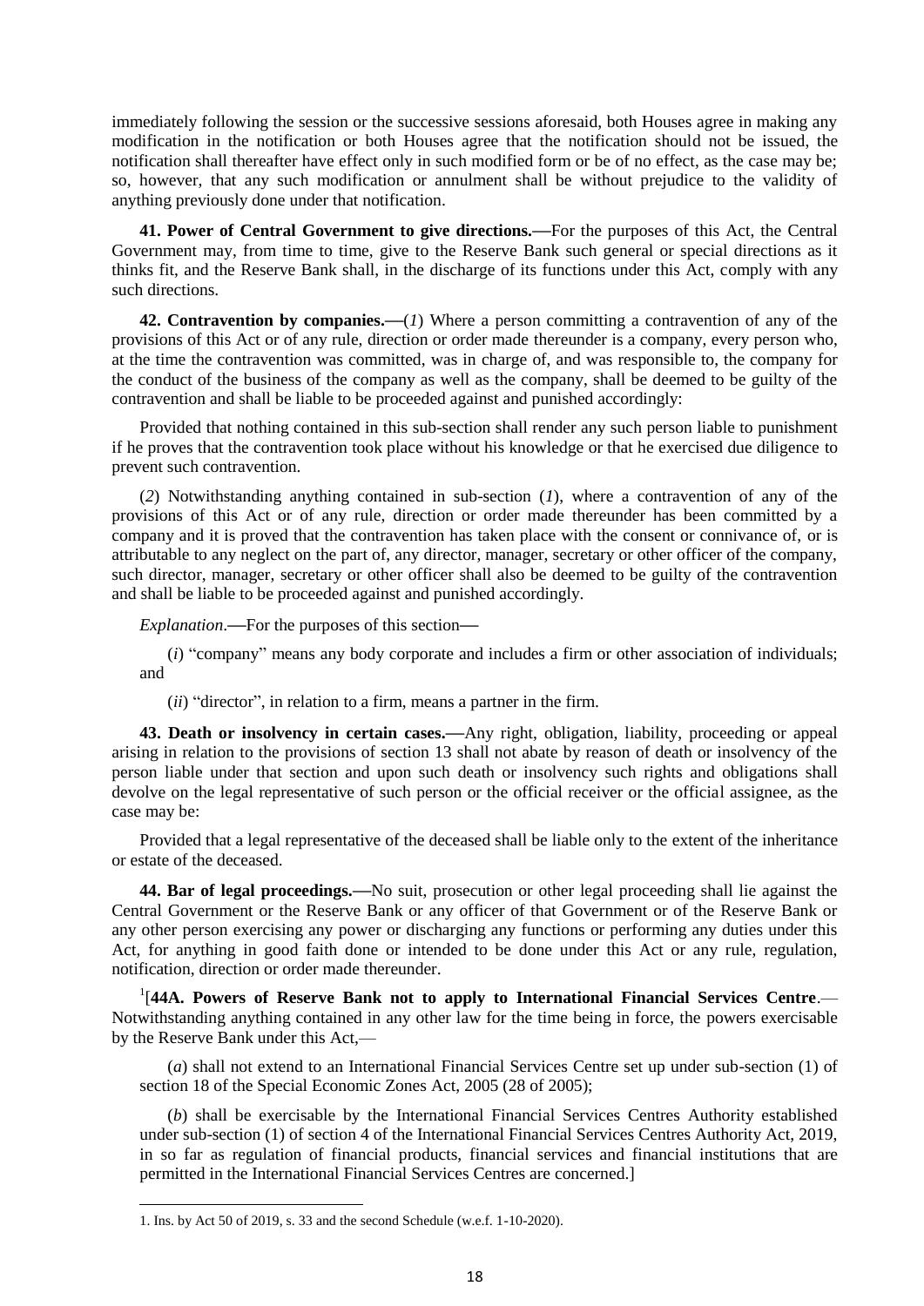immediately following the session or the successive sessions aforesaid, both Houses agree in making any modification in the notification or both Houses agree that the notification should not be issued, the notification shall thereafter have effect only in such modified form or be of no effect, as the case may be; so, however, that any such modification or annulment shall be without prejudice to the validity of anything previously done under that notification.

**41. Power of Central Government to give directions.––**For the purposes of this Act, the Central Government may, from time to time, give to the Reserve Bank such general or special directions as it thinks fit, and the Reserve Bank shall, in the discharge of its functions under this Act, comply with any such directions.

**42. Contravention by companies.––**(*1*) Where a person committing a contravention of any of the provisions of this Act or of any rule, direction or order made thereunder is a company, every person who, at the time the contravention was committed, was in charge of, and was responsible to, the company for the conduct of the business of the company as well as the company, shall be deemed to be guilty of the contravention and shall be liable to be proceeded against and punished accordingly:

Provided that nothing contained in this sub-section shall render any such person liable to punishment if he proves that the contravention took place without his knowledge or that he exercised due diligence to prevent such contravention.

(*2*) Notwithstanding anything contained in sub-section (*1*), where a contravention of any of the provisions of this Act or of any rule, direction or order made thereunder has been committed by a company and it is proved that the contravention has taken place with the consent or connivance of, or is attributable to any neglect on the part of, any director, manager, secretary or other officer of the company, such director, manager, secretary or other officer shall also be deemed to be guilty of the contravention and shall be liable to be proceeded against and punished accordingly.

*Explanation*.––For the purposes of this section––

(*i*) "company" means any body corporate and includes a firm or other association of individuals; and

(*ii*) "director", in relation to a firm, means a partner in the firm.

**43. Death or insolvency in certain cases.––**Any right, obligation, liability, proceeding or appeal arising in relation to the provisions of section 13 shall not abate by reason of death or insolvency of the person liable under that section and upon such death or insolvency such rights and obligations shall devolve on the legal representative of such person or the official receiver or the official assignee, as the case may be:

Provided that a legal representative of the deceased shall be liable only to the extent of the inheritance or estate of the deceased.

**44. Bar of legal proceedings.––**No suit, prosecution or other legal proceeding shall lie against the Central Government or the Reserve Bank or any officer of that Government or of the Reserve Bank or any other person exercising any power or discharging any functions or performing any duties under this Act, for anything in good faith done or intended to be done under this Act or any rule, regulation, notification, direction or order made thereunder.

[1][**44A. Powers of Reserve Bank not to apply to International Financial Services Centre**.— Notwithstanding anything contained in any other law for the time being in force, the powers exercisable by the Reserve Bank under this Act,—

(*a*) shall not extend to an International Financial Services Centre set up under sub-section (1) of section 18 of the Special Economic Zones Act, 2005 (28 of 2005);

(*b*) shall be exercisable by the International Financial Services Centres Authority established under sub-section (1) of section 4 of the International Financial Services Centres Authority Act, 2019, in so far as regulation of financial products, financial services and financial institutions that are permitted in the International Financial Services Centres are concerned.]

---

1. Ins. by Act 50 of 2019, s. 33 and the second Schedule (w.e.f. 1-10-2020).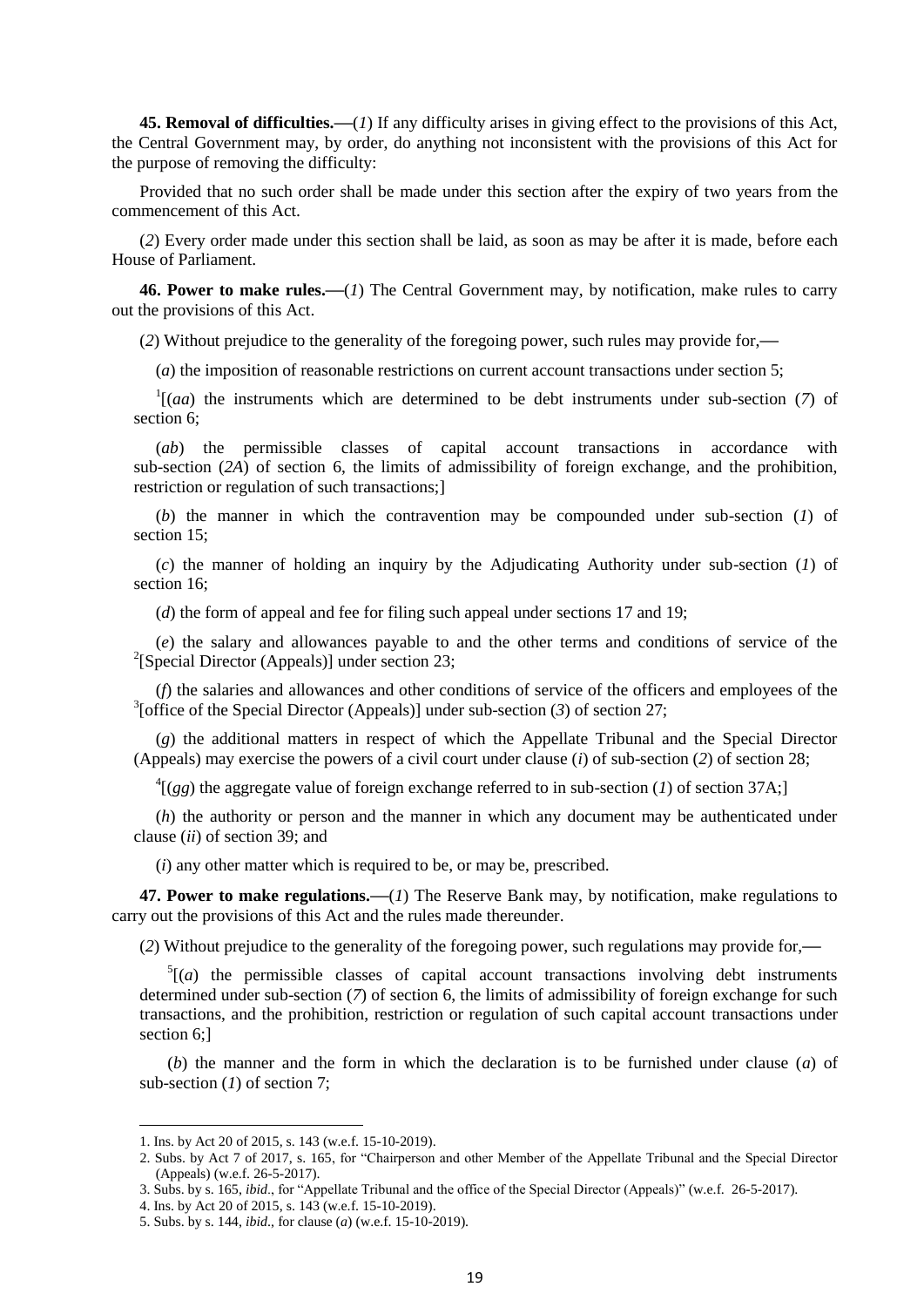**45. Removal of difficulties.**—(*1*) If any difficulty arises in giving effect to the provisions of this Act, the Central Government may, by order, do anything not inconsistent with the provisions of this Act for the purpose of removing the difficulty:

Provided that no such order shall be made under this section after the expiry of two years from the commencement of this Act.

(*2*) Every order made under this section shall be laid, as soon as may be after it is made, before each House of Parliament.

**46. Power to make rules.**—(*1*) The Central Government may, by notification, make rules to carry out the provisions of this Act.

(*2*) Without prejudice to the generality of the foregoing power, such rules may provide for,—

(*a*) the imposition of reasonable restrictions on current account transactions under section 5;

[1][(*aa*) the instruments which are determined to be debt instruments under sub-section (*7*) of section 6;

(*ab*) the permissible classes of capital account transactions in accordance with sub-section (*2A*) of section 6, the limits of admissibility of foreign exchange, and the prohibition, restriction or regulation of such transactions;]

(*b*) the manner in which the contravention may be compounded under sub-section (*1*) of section 15;

(*c*) the manner of holding an inquiry by the Adjudicating Authority under sub-section (*1*) of section 16;

(*d*) the form of appeal and fee for filing such appeal under sections 17 and 19;

(*e*) the salary and allowances payable to and the other terms and conditions of service of the [2][Special Director (Appeals)] under section 23;

(*f*) the salaries and allowances and other conditions of service of the officers and employees of the [3][office of the Special Director (Appeals)] under sub-section (*3*) of section 27;

(*g*) the additional matters in respect of which the Appellate Tribunal and the Special Director (Appeals) may exercise the powers of a civil court under clause (*i*) of sub-section (*2*) of section 28;

[4][(*gg*) the aggregate value of foreign exchange referred to in sub-section (*1*) of section 37A;]

(*h*) the authority or person and the manner in which any document may be authenticated under clause (*ii*) of section 39; and

(*i*) any other matter which is required to be, or may be, prescribed.

**47. Power to make regulations.**—(*1*) The Reserve Bank may, by notification, make regulations to carry out the provisions of this Act and the rules made thereunder.

(*2*) Without prejudice to the generality of the foregoing power, such regulations may provide for,—

[5][(*a*) the permissible classes of capital account transactions involving debt instruments determined under sub-section (*7*) of section 6, the limits of admissibility of foreign exchange for such transactions, and the prohibition, restriction or regulation of such capital account transactions under section 6;]

(*b*) the manner and the form in which the declaration is to be furnished under clause (*a*) of sub-section (*1*) of section 7;

---

1. Ins. by Act 20 of 2015, s. 143 (w.e.f. 15-10-2019).
2. Subs. by Act 7 of 2017, s. 165, for "Chairperson and other Member of the Appellate Tribunal and the Special Director (Appeals) (w.e.f. 26-5-2017).
3. Subs. by s. 165, *ibid*., for "Appellate Tribunal and the office of the Special Director (Appeals)" (w.e.f. 26-5-2017).
4. Ins. by Act 20 of 2015, s. 143 (w.e.f. 15-10-2019).
5. Subs. by s. 144, *ibid*., for clause (*a*) (w.e.f. 15-10-2019).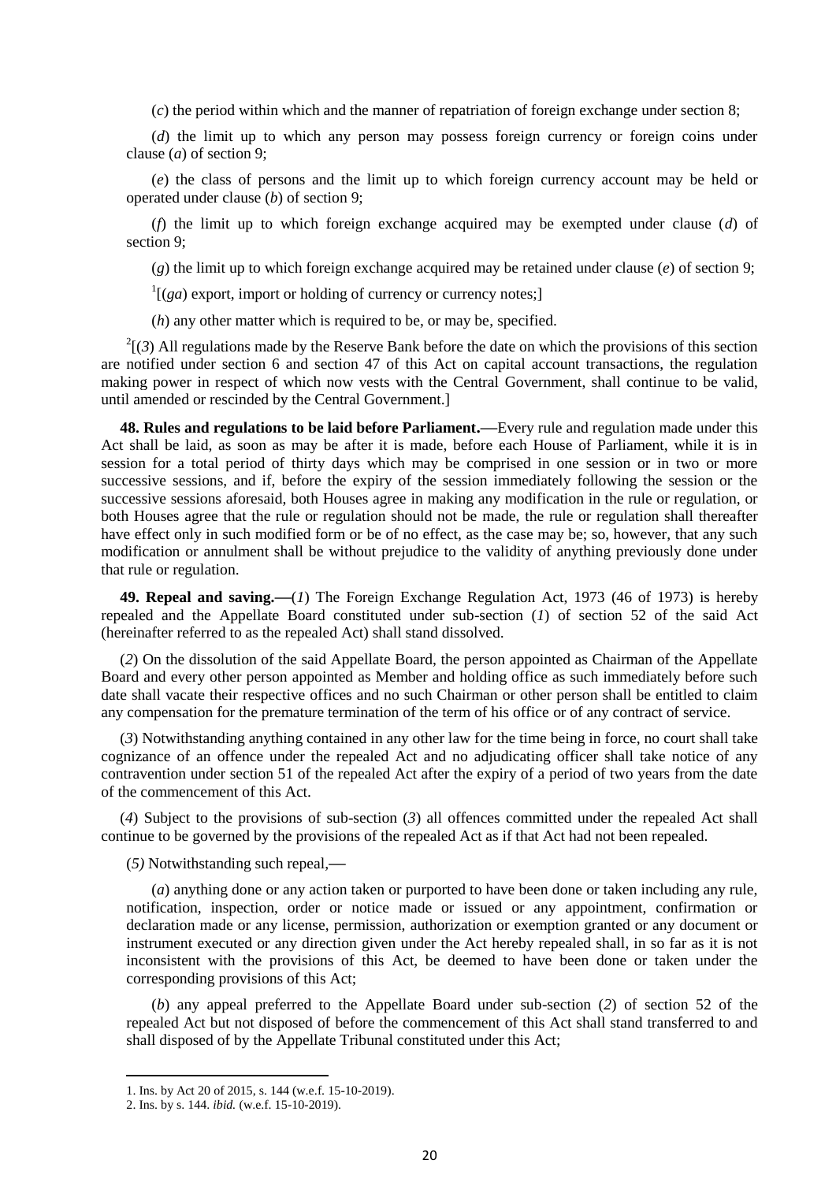(*c*) the period within which and the manner of repatriation of foreign exchange under section 8;

(*d*) the limit up to which any person may possess foreign currency or foreign coins under clause (*a*) of section 9;

(*e*) the class of persons and the limit up to which foreign currency account may be held or operated under clause (*b*) of section 9;

(*f*) the limit up to which foreign exchange acquired may be exempted under clause (*d*) of section 9;

(*g*) the limit up to which foreign exchange acquired may be retained under clause (*e*) of section 9;

[1][(*ga*) export, import or holding of currency or currency notes;]

(*h*) any other matter which is required to be, or may be, specified.

[2][(*3*) All regulations made by the Reserve Bank before the date on which the provisions of this section are notified under section 6 and section 47 of this Act on capital account transactions, the regulation making power in respect of which now vests with the Central Government, shall continue to be valid, until amended or rescinded by the Central Government.]

**48. Rules and regulations to be laid before Parliament.—**Every rule and regulation made under this Act shall be laid, as soon as may be after it is made, before each House of Parliament, while it is in session for a total period of thirty days which may be comprised in one session or in two or more successive sessions, and if, before the expiry of the session immediately following the session or the successive sessions aforesaid, both Houses agree in making any modification in the rule or regulation, or both Houses agree that the rule or regulation should not be made, the rule or regulation shall thereafter have effect only in such modified form or be of no effect, as the case may be; so, however, that any such modification or annulment shall be without prejudice to the validity of anything previously done under that rule or regulation.

**49. Repeal and saving.—**(*1*) The Foreign Exchange Regulation Act, 1973 (46 of 1973) is hereby repealed and the Appellate Board constituted under sub-section (*1*) of section 52 of the said Act (hereinafter referred to as the repealed Act) shall stand dissolved.

(*2*) On the dissolution of the said Appellate Board, the person appointed as Chairman of the Appellate Board and every other person appointed as Member and holding office as such immediately before such date shall vacate their respective offices and no such Chairman or other person shall be entitled to claim any compensation for the premature termination of the term of his office or of any contract of service.

(*3*) Notwithstanding anything contained in any other law for the time being in force, no court shall take cognizance of an offence under the repealed Act and no adjudicating officer shall take notice of any contravention under section 51 of the repealed Act after the expiry of a period of two years from the date of the commencement of this Act.

(*4*) Subject to the provisions of sub-section (*3*) all offences committed under the repealed Act shall continue to be governed by the provisions of the repealed Act as if that Act had not been repealed.

(*5)* Notwithstanding such repeal,—

(*a*) anything done or any action taken or purported to have been done or taken including any rule, notification, inspection, order or notice made or issued or any appointment, confirmation or declaration made or any license, permission, authorization or exemption granted or any document or instrument executed or any direction given under the Act hereby repealed shall, in so far as it is not inconsistent with the provisions of this Act, be deemed to have been done or taken under the corresponding provisions of this Act;

(*b*) any appeal preferred to the Appellate Board under sub-section (*2*) of section 52 of the repealed Act but not disposed of before the commencement of this Act shall stand transferred to and shall disposed of by the Appellate Tribunal constituted under this Act;

---

1. Ins. by Act 20 of 2015, s. 144 (w.e.f. 15-10-2019).
2. Ins. by s. 144. *ibid.* (w.e.f. 15-10-2019).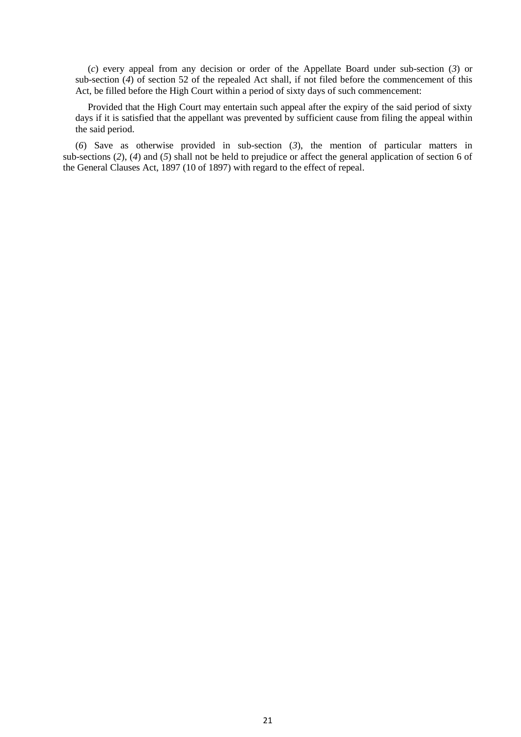(*c*) every appeal from any decision or order of the Appellate Board under sub-section (*3*) or sub-section (*4*) of section 52 of the repealed Act shall, if not filed before the commencement of this Act, be filled before the High Court within a period of sixty days of such commencement:

Provided that the High Court may entertain such appeal after the expiry of the said period of sixty days if it is satisfied that the appellant was prevented by sufficient cause from filing the appeal within the said period.

(*6*) Save as otherwise provided in sub-section (*3*), the mention of particular matters in sub-sections (*2*), (*4*) and (*5*) shall not be held to prejudice or affect the general application of section 6 of the General Clauses Act, 1897 (10 of 1897) with regard to the effect of repeal.